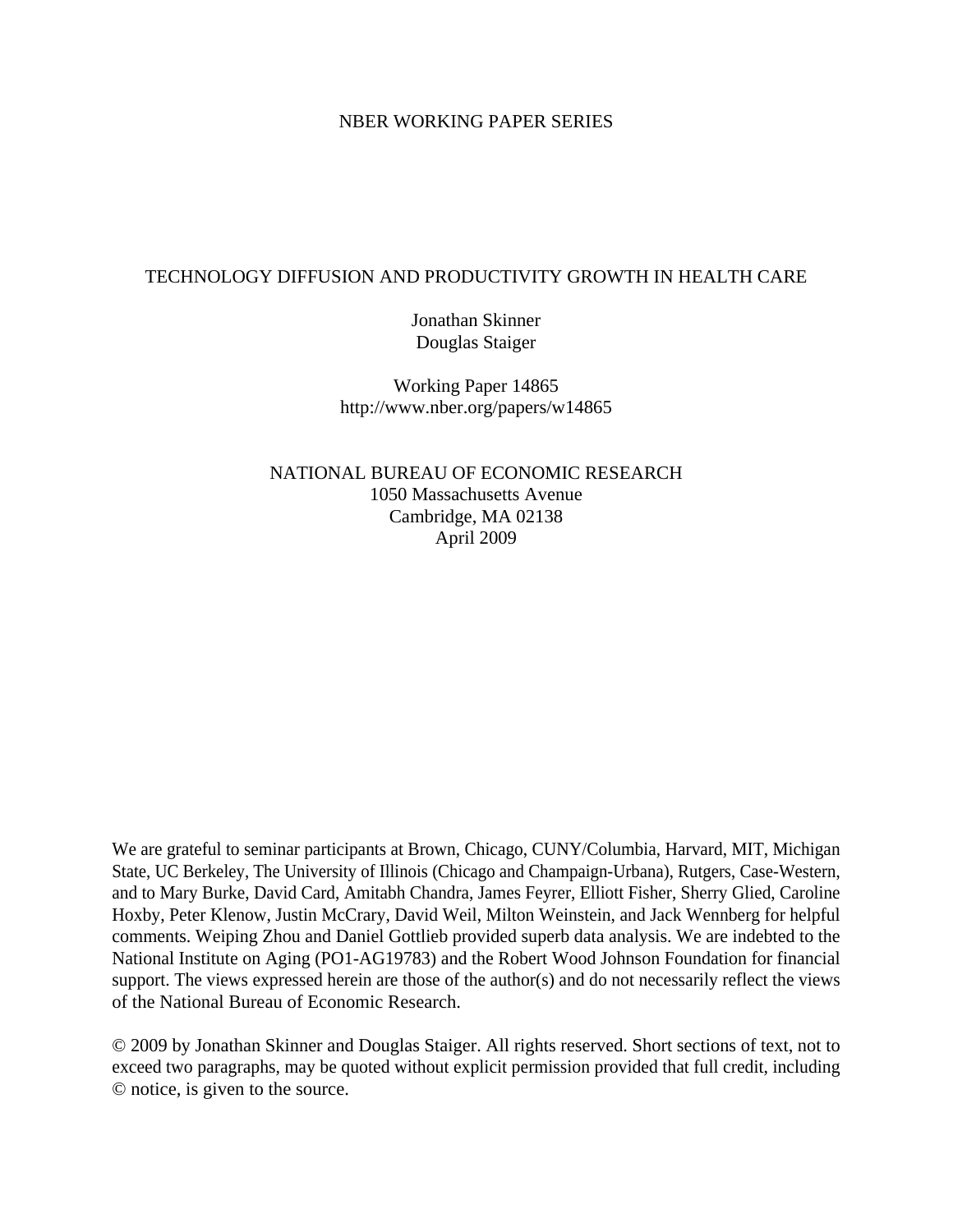NBER WORKING PAPER SERIES

# TECHNOLOGY DIFFUSION AND PRODUCTIVITY GROWTH IN HEALTH CARE

Jonathan Skinner
Douglas Staiger

Working Paper 14865
http://www.nber.org/papers/w14865

NATIONAL BUREAU OF ECONOMIC RESEARCH
1050 Massachusetts Avenue
Cambridge, MA 02138
April 2009

We are grateful to seminar participants at Brown, Chicago, CUNY/Columbia, Harvard, MIT, Michigan State, UC Berkeley, The University of Illinois (Chicago and Champaign-Urbana), Rutgers, Case-Western, and to Mary Burke, David Card, Amitabh Chandra, James Feyrer, Elliott Fisher, Sherry Glied, Caroline Hoxby, Peter Klenow, Justin McCrary, David Weil, Milton Weinstein, and Jack Wennberg for helpful comments. Weiping Zhou and Daniel Gottlieb provided superb data analysis. We are indebted to the National Institute on Aging (PO1-AG19783) and the Robert Wood Johnson Foundation for financial support. The views expressed herein are those of the author(s) and do not necessarily reflect the views of the National Bureau of Economic Research.

© 2009 by Jonathan Skinner and Douglas Staiger. All rights reserved. Short sections of text, not to exceed two paragraphs, may be quoted without explicit permission provided that full credit, including © notice, is given to the source.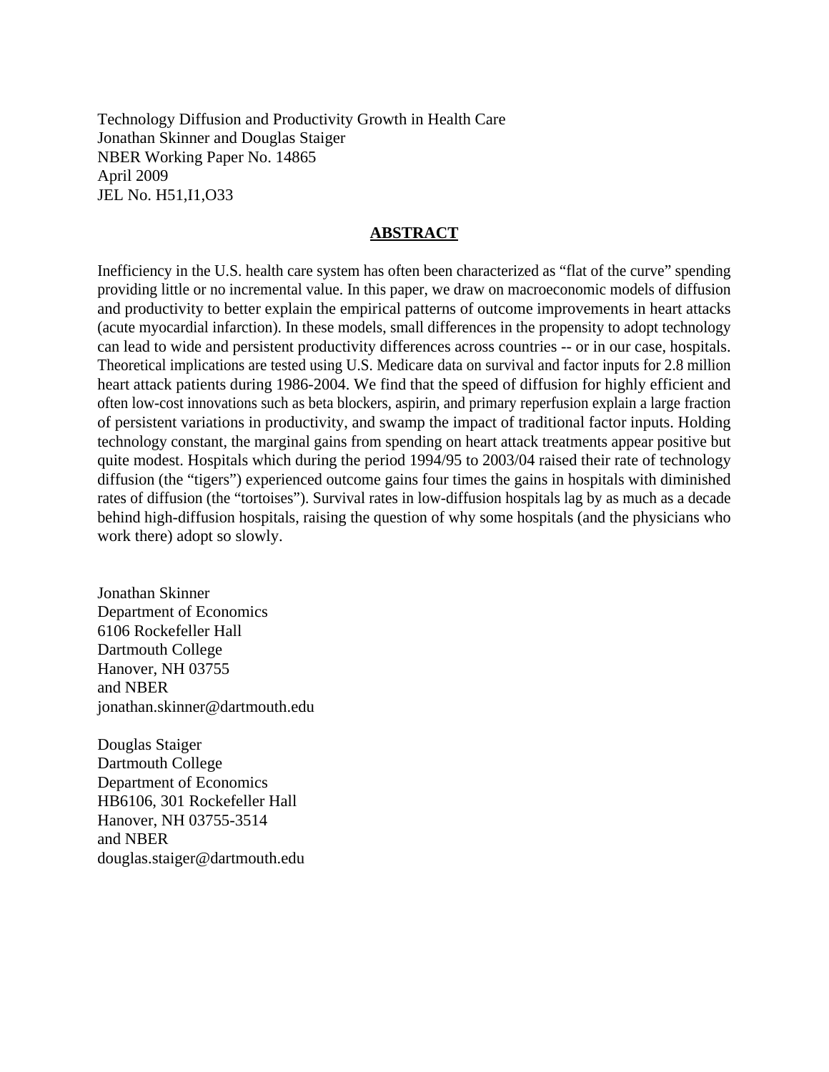Technology Diffusion and Productivity Growth in Health Care
Jonathan Skinner and Douglas Staiger
NBER Working Paper No. 14865
April 2009
JEL No. H51,I1,O33

## ABSTRACT

Inefficiency in the U.S. health care system has often been characterized as "flat of the curve" spending providing little or no incremental value. In this paper, we draw on macroeconomic models of diffusion and productivity to better explain the empirical patterns of outcome improvements in heart attacks (acute myocardial infarction). In these models, small differences in the propensity to adopt technology can lead to wide and persistent productivity differences across countries -- or in our case, hospitals. Theoretical implications are tested using U.S. Medicare data on survival and factor inputs for 2.8 million heart attack patients during 1986-2004. We find that the speed of diffusion for highly efficient and often low-cost innovations such as beta blockers, aspirin, and primary reperfusion explain a large fraction of persistent variations in productivity, and swamp the impact of traditional factor inputs. Holding technology constant, the marginal gains from spending on heart attack treatments appear positive but quite modest. Hospitals which during the period 1994/95 to 2003/04 raised their rate of technology diffusion (the "tigers") experienced outcome gains four times the gains in hospitals with diminished rates of diffusion (the "tortoises"). Survival rates in low-diffusion hospitals lag by as much as a decade behind high-diffusion hospitals, raising the question of why some hospitals (and the physicians who work there) adopt so slowly.

Jonathan Skinner
Department of Economics
6106 Rockefeller Hall
Dartmouth College
Hanover, NH 03755
and NBER
jonathan.skinner@dartmouth.edu

Douglas Staiger
Dartmouth College
Department of Economics
HB6106, 301 Rockefeller Hall
Hanover, NH 03755-3514
and NBER
douglas.staiger@dartmouth.edu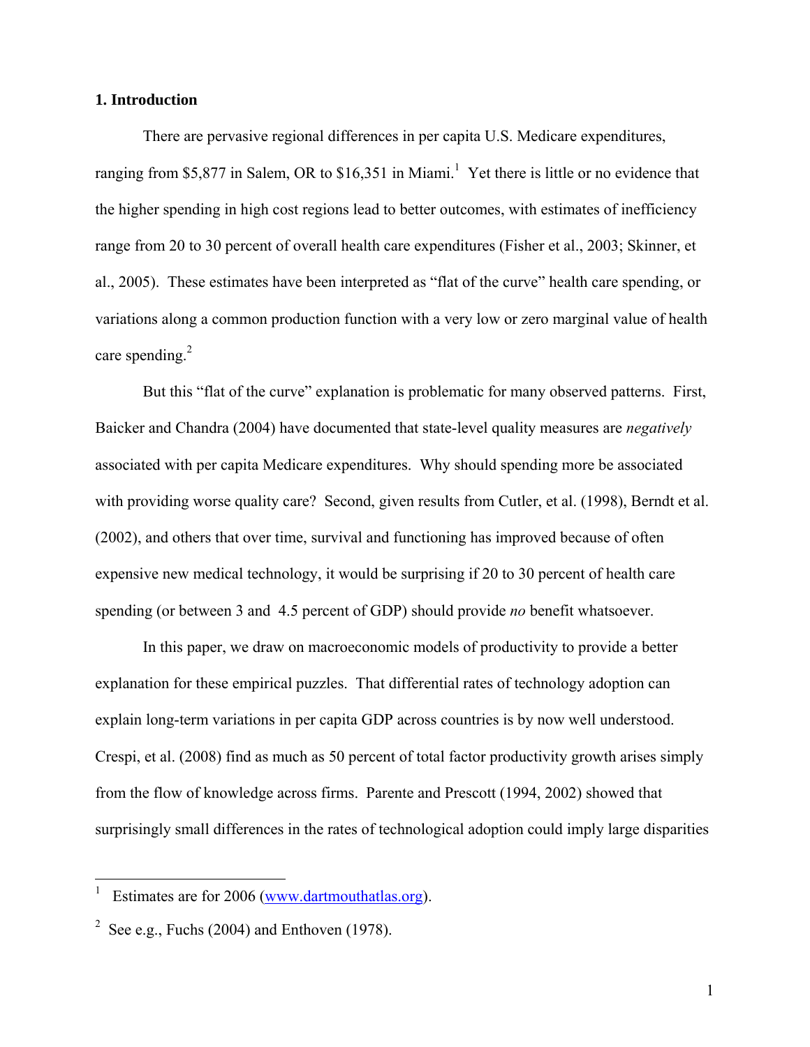## 1. Introduction

There are pervasive regional differences in per capita U.S. Medicare expenditures, ranging from $5,877 in Salem, OR to $16,351 in Miami.[1] Yet there is little or no evidence that the higher spending in high cost regions lead to better outcomes, with estimates of inefficiency range from 20 to 30 percent of overall health care expenditures (Fisher et al., 2003; Skinner, et al., 2005). These estimates have been interpreted as "flat of the curve" health care spending, or variations along a common production function with a very low or zero marginal value of health care spending.[2]

But this "flat of the curve" explanation is problematic for many observed patterns. First, Baicker and Chandra (2004) have documented that state-level quality measures are *negatively* associated with per capita Medicare expenditures. Why should spending more be associated with providing worse quality care? Second, given results from Cutler, et al. (1998), Berndt et al. (2002), and others that over time, survival and functioning has improved because of often expensive new medical technology, it would be surprising if 20 to 30 percent of health care spending (or between 3 and 4.5 percent of GDP) should provide *no* benefit whatsoever.

In this paper, we draw on macroeconomic models of productivity to provide a better explanation for these empirical puzzles. That differential rates of technology adoption can explain long-term variations in per capita GDP across countries is by now well understood. Crespi, et al. (2008) find as much as 50 percent of total factor productivity growth arises simply from the flow of knowledge across firms. Parente and Prescott (1994, 2002) showed that surprisingly small differences in the rates of technological adoption could imply large disparities

---

[1] Estimates are for 2006 (www.dartmouthatlas.org).

[2] See e.g., Fuchs (2004) and Enthoven (1978).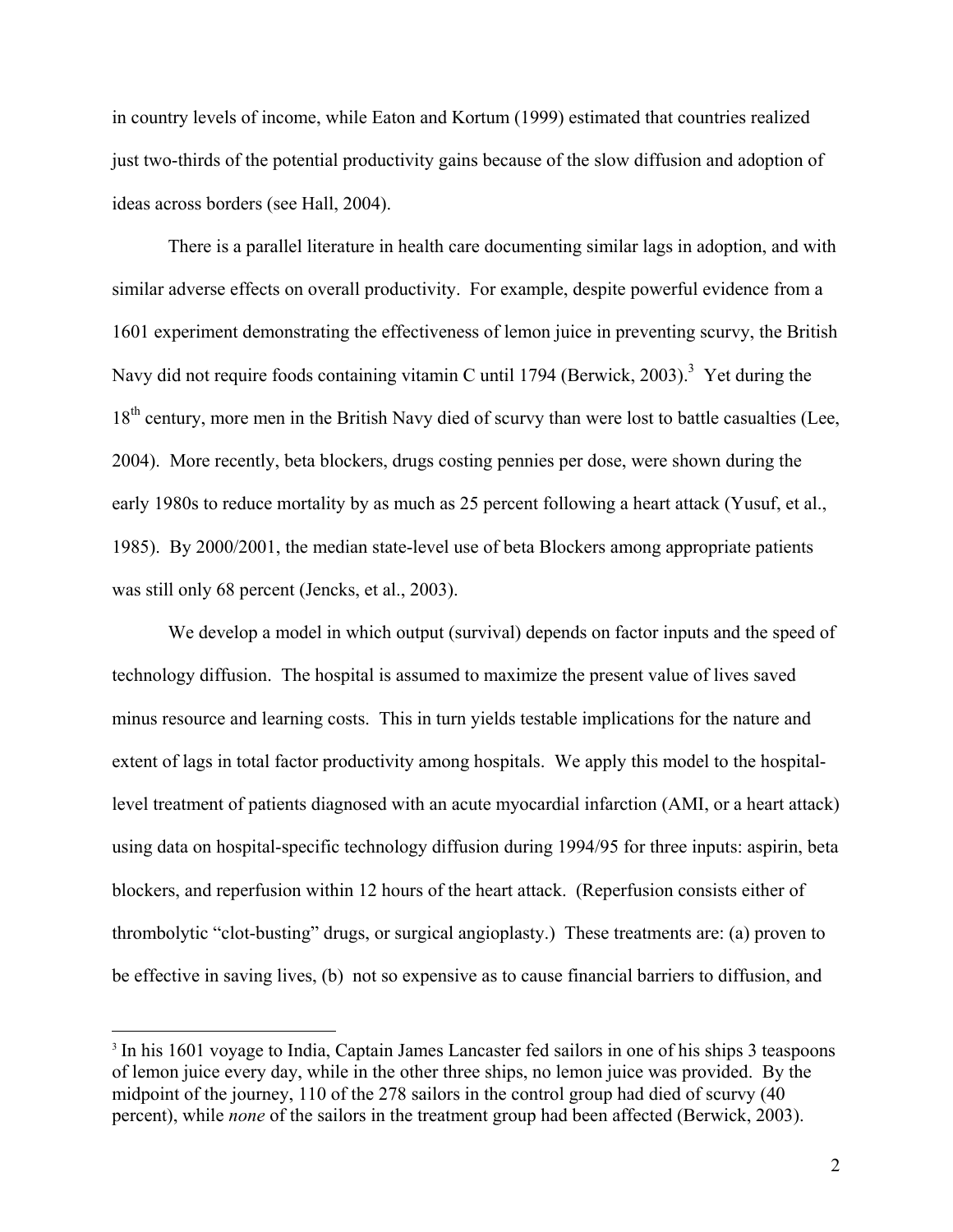in country levels of income, while Eaton and Kortum (1999) estimated that countries realized just two-thirds of the potential productivity gains because of the slow diffusion and adoption of ideas across borders (see Hall, 2004).

There is a parallel literature in health care documenting similar lags in adoption, and with similar adverse effects on overall productivity. For example, despite powerful evidence from a 1601 experiment demonstrating the effectiveness of lemon juice in preventing scurvy, the British Navy did not require foods containing vitamin C until 1794 (Berwick, 2003).[3] Yet during the 18th century, more men in the British Navy died of scurvy than were lost to battle casualties (Lee, 2004). More recently, beta blockers, drugs costing pennies per dose, were shown during the early 1980s to reduce mortality by as much as 25 percent following a heart attack (Yusuf, et al., 1985). By 2000/2001, the median state-level use of beta Blockers among appropriate patients was still only 68 percent (Jencks, et al., 2003).

We develop a model in which output (survival) depends on factor inputs and the speed of technology diffusion. The hospital is assumed to maximize the present value of lives saved minus resource and learning costs. This in turn yields testable implications for the nature and extent of lags in total factor productivity among hospitals. We apply this model to the hospital-level treatment of patients diagnosed with an acute myocardial infarction (AMI, or a heart attack) using data on hospital-specific technology diffusion during 1994/95 for three inputs: aspirin, beta blockers, and reperfusion within 12 hours of the heart attack. (Reperfusion consists either of thrombolytic "clot-busting" drugs, or surgical angioplasty.) These treatments are: (a) proven to be effective in saving lives, (b) not so expensive as to cause financial barriers to diffusion, and

[3] In his 1601 voyage to India, Captain James Lancaster fed sailors in one of his ships 3 teaspoons of lemon juice every day, while in the other three ships, no lemon juice was provided. By the midpoint of the journey, 110 of the 278 sailors in the control group had died of scurvy (40 percent), while *none* of the sailors in the treatment group had been affected (Berwick, 2003).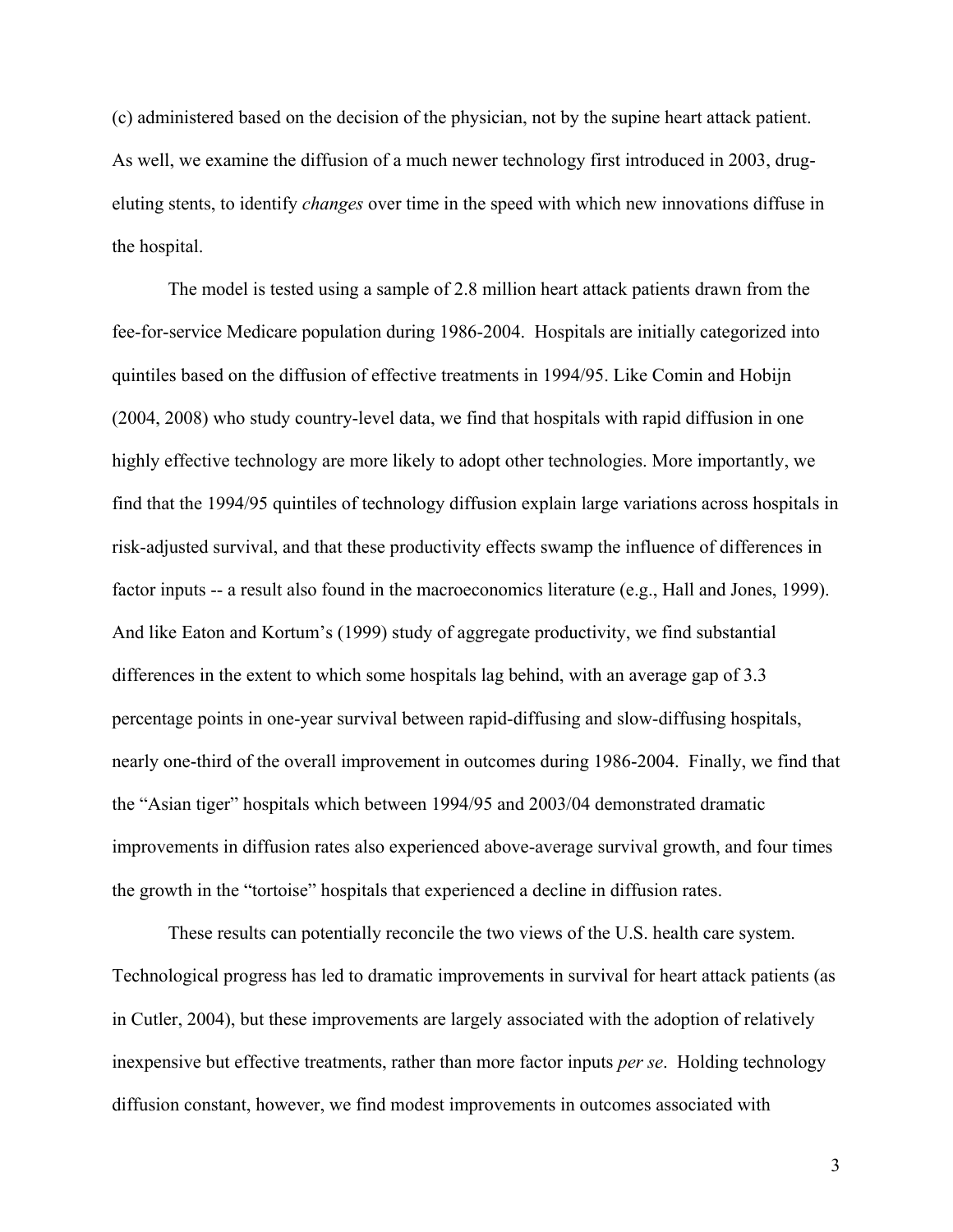(c) administered based on the decision of the physician, not by the supine heart attack patient. As well, we examine the diffusion of a much newer technology first introduced in 2003, drug-eluting stents, to identify *changes* over time in the speed with which new innovations diffuse in the hospital.

The model is tested using a sample of 2.8 million heart attack patients drawn from the fee-for-service Medicare population during 1986-2004. Hospitals are initially categorized into quintiles based on the diffusion of effective treatments in 1994/95. Like Comin and Hobijn (2004, 2008) who study country-level data, we find that hospitals with rapid diffusion in one highly effective technology are more likely to adopt other technologies. More importantly, we find that the 1994/95 quintiles of technology diffusion explain large variations across hospitals in risk-adjusted survival, and that these productivity effects swamp the influence of differences in factor inputs -- a result also found in the macroeconomics literature (e.g., Hall and Jones, 1999). And like Eaton and Kortum's (1999) study of aggregate productivity, we find substantial differences in the extent to which some hospitals lag behind, with an average gap of 3.3 percentage points in one-year survival between rapid-diffusing and slow-diffusing hospitals, nearly one-third of the overall improvement in outcomes during 1986-2004. Finally, we find that the "Asian tiger" hospitals which between 1994/95 and 2003/04 demonstrated dramatic improvements in diffusion rates also experienced above-average survival growth, and four times the growth in the "tortoise" hospitals that experienced a decline in diffusion rates.

These results can potentially reconcile the two views of the U.S. health care system. Technological progress has led to dramatic improvements in survival for heart attack patients (as in Cutler, 2004), but these improvements are largely associated with the adoption of relatively inexpensive but effective treatments, rather than more factor inputs *per se*. Holding technology diffusion constant, however, we find modest improvements in outcomes associated with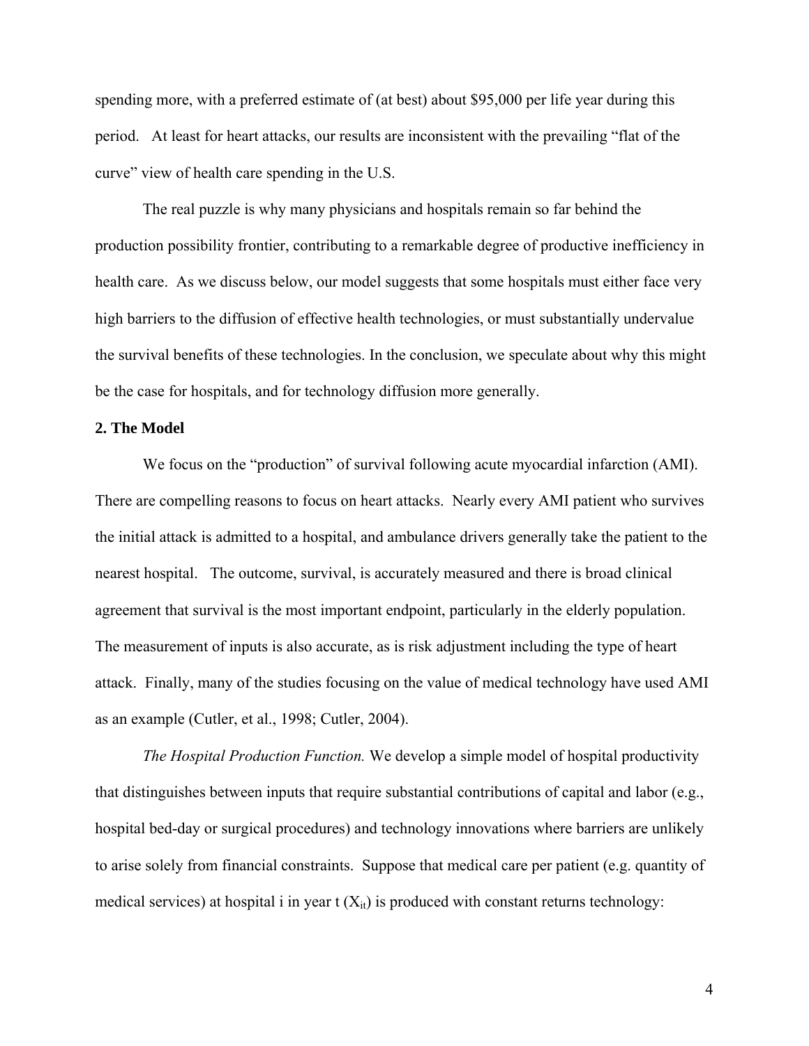spending more, with a preferred estimate of (at best) about $95,000 per life year during this period. At least for heart attacks, our results are inconsistent with the prevailing "flat of the curve" view of health care spending in the U.S.

The real puzzle is why many physicians and hospitals remain so far behind the production possibility frontier, contributing to a remarkable degree of productive inefficiency in health care. As we discuss below, our model suggests that some hospitals must either face very high barriers to the diffusion of effective health technologies, or must substantially undervalue the survival benefits of these technologies. In the conclusion, we speculate about why this might be the case for hospitals, and for technology diffusion more generally.

## 2. The Model

We focus on the "production" of survival following acute myocardial infarction (AMI). There are compelling reasons to focus on heart attacks. Nearly every AMI patient who survives the initial attack is admitted to a hospital, and ambulance drivers generally take the patient to the nearest hospital. The outcome, survival, is accurately measured and there is broad clinical agreement that survival is the most important endpoint, particularly in the elderly population. The measurement of inputs is also accurate, as is risk adjustment including the type of heart attack. Finally, many of the studies focusing on the value of medical technology have used AMI as an example (Cutler, et al., 1998; Cutler, 2004).

*The Hospital Production Function.* We develop a simple model of hospital productivity that distinguishes between inputs that require substantial contributions of capital and labor (e.g., hospital bed-day or surgical procedures) and technology innovations where barriers are unlikely to arise solely from financial constraints. Suppose that medical care per patient (e.g. quantity of medical services) at hospital i in year t ($X_{it}$) is produced with constant returns technology: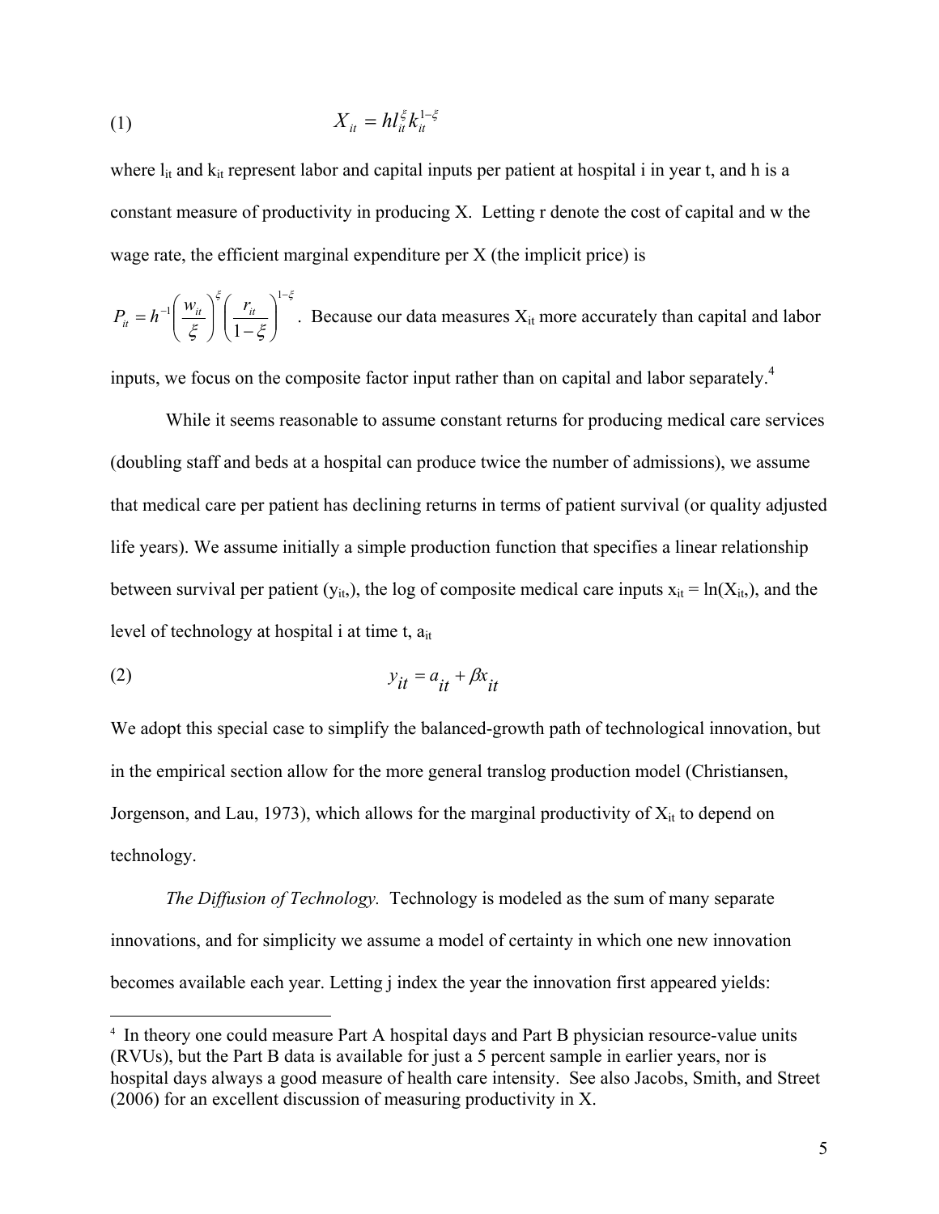$$X_{it} = h l_{it}^{\xi} k_{it}^{1-\xi} \tag{1}$$

where $l_{it}$ and $k_{it}$ represent labor and capital inputs per patient at hospital i in year t, and h is a constant measure of productivity in producing X. Letting r denote the cost of capital and w the wage rate, the efficient marginal expenditure per X (the implicit price) is

$P_{it} = h^{-1}\left(\frac{w_{it}}{\xi}\right)^{\xi}\left(\frac{r_{it}}{1-\xi}\right)^{1-\xi}$. Because our data measures $X_{it}$ more accurately than capital and labor inputs, we focus on the composite factor input rather than on capital and labor separately.[4]

While it seems reasonable to assume constant returns for producing medical care services (doubling staff and beds at a hospital can produce twice the number of admissions), we assume that medical care per patient has declining returns in terms of patient survival (or quality adjusted life years). We assume initially a simple production function that specifies a linear relationship between survival per patient ($y_{it}$,), the log of composite medical care inputs $x_{it} = \ln(X_{it},)$, and the level of technology at hospital i at time t, $a_{it}$

$$y_{it} = a_{it} + \beta x_{it} \tag{2}$$

We adopt this special case to simplify the balanced-growth path of technological innovation, but in the empirical section allow for the more general translog production model (Christiansen, Jorgenson, and Lau, 1973), which allows for the marginal productivity of $X_{it}$ to depend on technology.

*The Diffusion of Technology.* Technology is modeled as the sum of many separate innovations, and for simplicity we assume a model of certainty in which one new innovation becomes available each year. Letting j index the year the innovation first appeared yields:

---

[4] In theory one could measure Part A hospital days and Part B physician resource-value units (RVUs), but the Part B data is available for just a 5 percent sample in earlier years, nor is hospital days always a good measure of health care intensity. See also Jacobs, Smith, and Street (2006) for an excellent discussion of measuring productivity in X.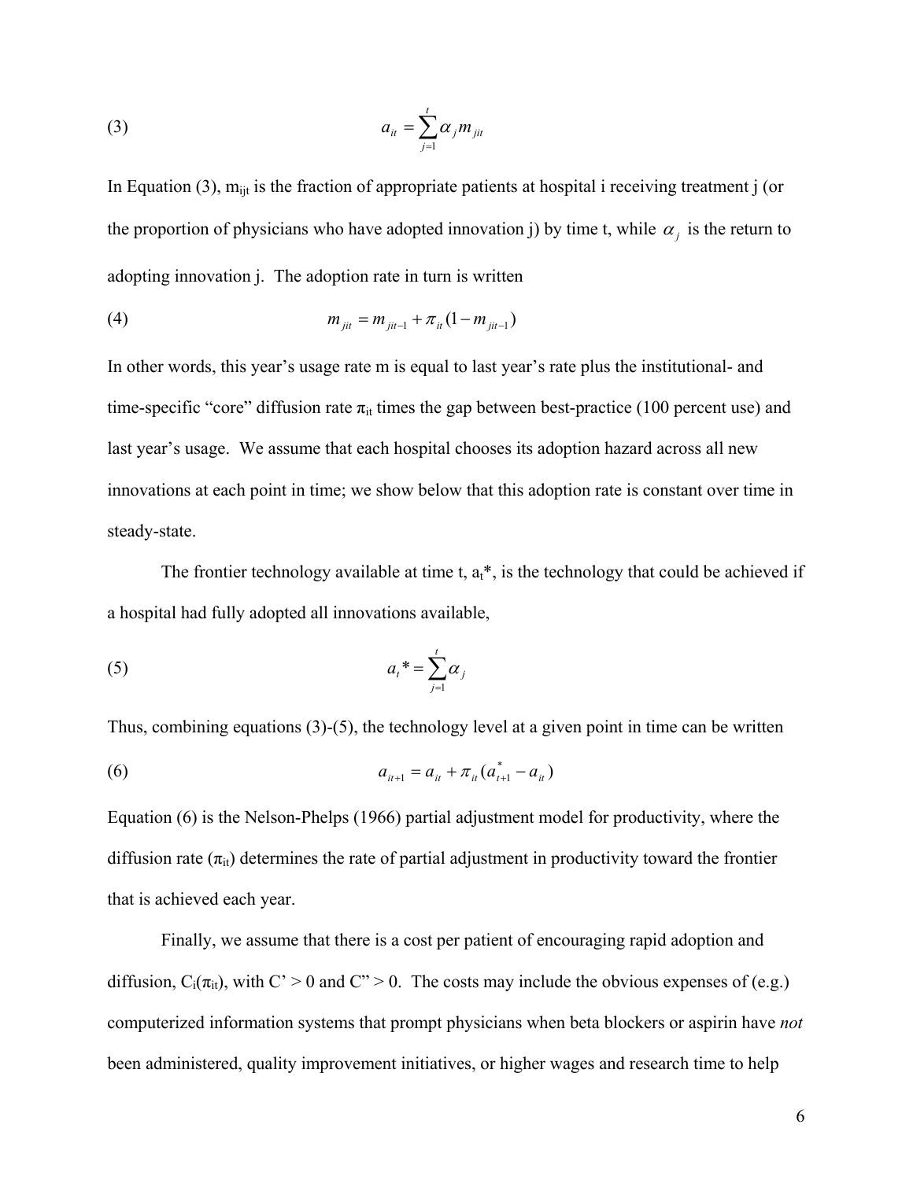$$(3) \qquad a_{it} = \sum_{j=1}^{t} \alpha_j m_{jit}$$

In Equation (3), $m_{ijt}$ is the fraction of appropriate patients at hospital i receiving treatment j (or the proportion of physicians who have adopted innovation j) by time t, while $\alpha_j$ is the return to adopting innovation j. The adoption rate in turn is written

$$(4) \qquad m_{jit} = m_{jit-1} + \pi_{it}(1 - m_{jit-1})$$

In other words, this year's usage rate m is equal to last year's rate plus the institutional- and time-specific "core" diffusion rate $\pi_{it}$ times the gap between best-practice (100 percent use) and last year's usage. We assume that each hospital chooses its adoption hazard across all new innovations at each point in time; we show below that this adoption rate is constant over time in steady-state.

The frontier technology available at time t, $a_t$*, is the technology that could be achieved if a hospital had fully adopted all innovations available,

$$(5) \qquad a_t * = \sum_{j=1}^{t} \alpha_j$$

Thus, combining equations (3)-(5), the technology level at a given point in time can be written

$$(6) \qquad a_{it+1} = a_{it} + \pi_{it}(a_{t+1}^{*} - a_{it})$$

Equation (6) is the Nelson-Phelps (1966) partial adjustment model for productivity, where the diffusion rate ($\pi_{it}$) determines the rate of partial adjustment in productivity toward the frontier that is achieved each year.

Finally, we assume that there is a cost per patient of encouraging rapid adoption and diffusion, $C_i(\pi_{it})$, with C' > 0 and C" > 0. The costs may include the obvious expenses of (e.g.) computerized information systems that prompt physicians when beta blockers or aspirin have *not* been administered, quality improvement initiatives, or higher wages and research time to help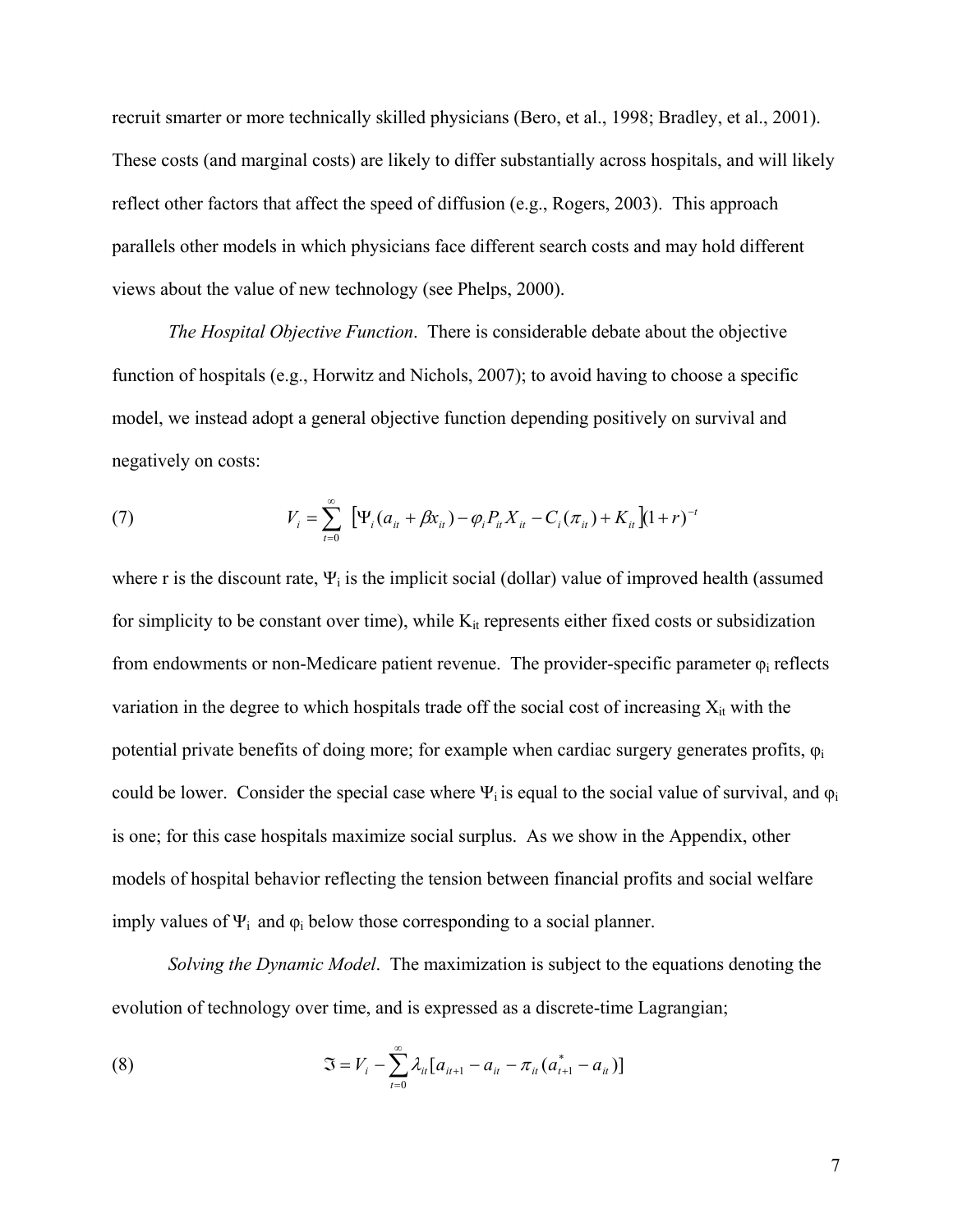recruit smarter or more technically skilled physicians (Bero, et al., 1998; Bradley, et al., 2001). These costs (and marginal costs) are likely to differ substantially across hospitals, and will likely reflect other factors that affect the speed of diffusion (e.g., Rogers, 2003). This approach parallels other models in which physicians face different search costs and may hold different views about the value of new technology (see Phelps, 2000).

*The Hospital Objective Function*. There is considerable debate about the objective function of hospitals (e.g., Horwitz and Nichols, 2007); to avoid having to choose a specific model, we instead adopt a general objective function depending positively on survival and negatively on costs:

$$V_i = \sum_{t=0}^{\infty} \left[ \Psi_i (a_{it} + \beta x_{it}) - \varphi_i P_{it} X_{it} - C_i(\pi_{it}) + K_{it} \right] (1+r)^{-t} \tag{7}$$

where r is the discount rate, $\Psi_i$ is the implicit social (dollar) value of improved health (assumed for simplicity to be constant over time), while $K_{it}$ represents either fixed costs or subsidization from endowments or non-Medicare patient revenue. The provider-specific parameter $\varphi_i$ reflects variation in the degree to which hospitals trade off the social cost of increasing $X_{it}$ with the potential private benefits of doing more; for example when cardiac surgery generates profits, $\varphi_i$ could be lower. Consider the special case where $\Psi_i$ is equal to the social value of survival, and $\varphi_i$ is one; for this case hospitals maximize social surplus. As we show in the Appendix, other models of hospital behavior reflecting the tension between financial profits and social welfare imply values of $\Psi_i$ and $\varphi_i$ below those corresponding to a social planner.

*Solving the Dynamic Model*. The maximization is subject to the equations denoting the evolution of technology over time, and is expressed as a discrete-time Lagrangian;

$$\Im = V_i - \sum_{t=0}^{\infty} \lambda_{it} [a_{it+1} - a_{it} - \pi_{it}(a^*_{t+1} - a_{it})] \tag{8}$$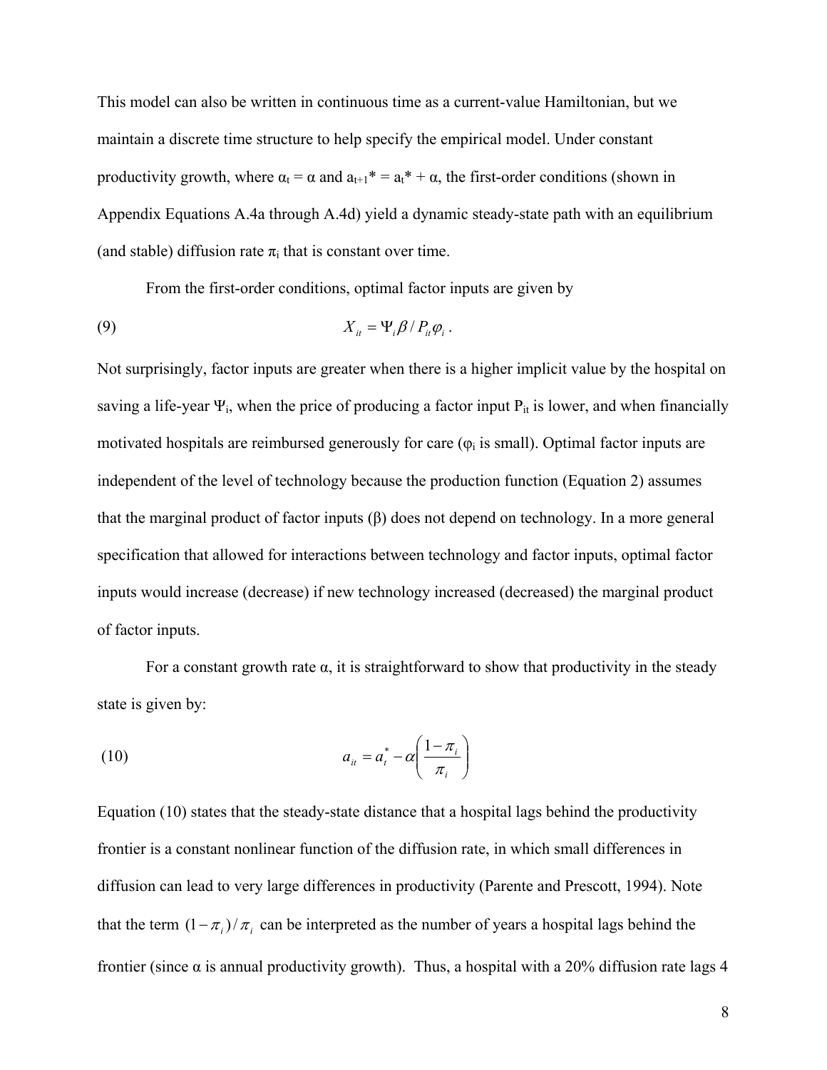This model can also be written in continuous time as a current-value Hamiltonian, but we maintain a discrete time structure to help specify the empirical model. Under constant productivity growth, where $\alpha_t = \alpha$ and $a_{t+1}^* = a_t^* + \alpha$, the first-order conditions (shown in Appendix Equations A.4a through A.4d) yield a dynamic steady-state path with an equilibrium (and stable) diffusion rate $\pi_i$ that is constant over time.

From the first-order conditions, optimal factor inputs are given by

$$X_{it} = \Psi_i \beta / P_{it} \varphi_i \, . \tag{9}$$

Not surprisingly, factor inputs are greater when there is a higher implicit value by the hospital on saving a life-year $\Psi_i$, when the price of producing a factor input $P_{it}$ is lower, and when financially motivated hospitals are reimbursed generously for care ($\varphi_i$ is small). Optimal factor inputs are independent of the level of technology because the production function (Equation 2) assumes that the marginal product of factor inputs ($\beta$) does not depend on technology. In a more general specification that allowed for interactions between technology and factor inputs, optimal factor inputs would increase (decrease) if new technology increased (decreased) the marginal product of factor inputs.

For a constant growth rate $\alpha$, it is straightforward to show that productivity in the steady state is given by:

$$a_{it} = a_t^* - \alpha \left( \frac{1-\pi_i}{\pi_i} \right) \tag{10}$$

Equation (10) states that the steady-state distance that a hospital lags behind the productivity frontier is a constant nonlinear function of the diffusion rate, in which small differences in diffusion can lead to very large differences in productivity (Parente and Prescott, 1994). Note that the term $(1-\pi_i)/\pi_i$ can be interpreted as the number of years a hospital lags behind the frontier (since $\alpha$ is annual productivity growth). Thus, a hospital with a 20% diffusion rate lags 4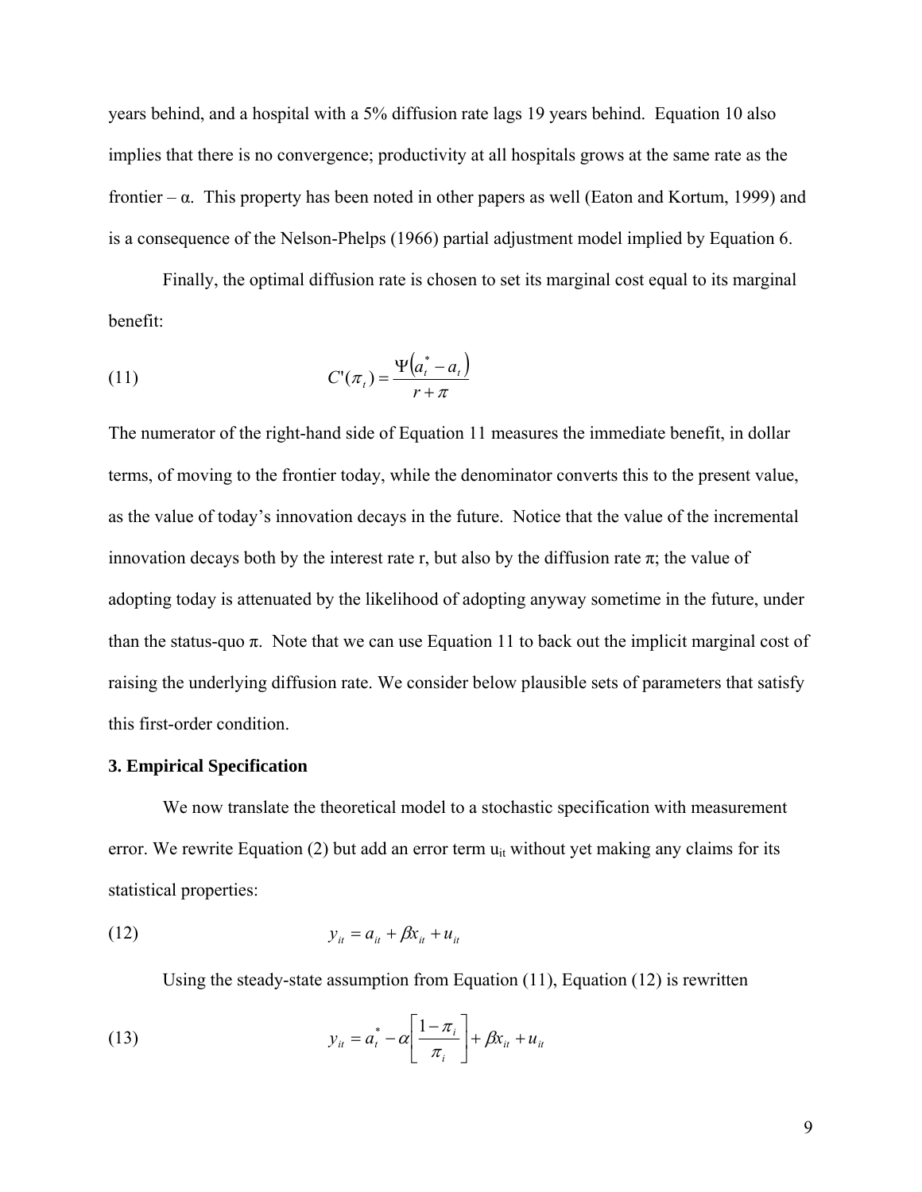years behind, and a hospital with a 5% diffusion rate lags 19 years behind. Equation 10 also implies that there is no convergence; productivity at all hospitals grows at the same rate as the frontier – $\alpha$. This property has been noted in other papers as well (Eaton and Kortum, 1999) and is a consequence of the Nelson-Phelps (1966) partial adjustment model implied by Equation 6.

Finally, the optimal diffusion rate is chosen to set its marginal cost equal to its marginal benefit:

$$C'(\pi_t) = \frac{\Psi\left(a_t^* - a_t\right)}{r + \pi} \tag{11}$$

The numerator of the right-hand side of Equation 11 measures the immediate benefit, in dollar terms, of moving to the frontier today, while the denominator converts this to the present value, as the value of today's innovation decays in the future. Notice that the value of the incremental innovation decays both by the interest rate r, but also by the diffusion rate $\pi$; the value of adopting today is attenuated by the likelihood of adopting anyway sometime in the future, under than the status-quo $\pi$. Note that we can use Equation 11 to back out the implicit marginal cost of raising the underlying diffusion rate. We consider below plausible sets of parameters that satisfy this first-order condition.

## 3. Empirical Specification

We now translate the theoretical model to a stochastic specification with measurement error. We rewrite Equation (2) but add an error term $u_{it}$ without yet making any claims for its statistical properties:

$$y_{it} = a_{it} + \beta x_{it} + u_{it} \tag{12}$$

Using the steady-state assumption from Equation (11), Equation (12) is rewritten

$$y_{it} = a_t^* - \alpha\left[\frac{1-\pi_i}{\pi_i}\right] + \beta x_{it} + u_{it} \tag{13}$$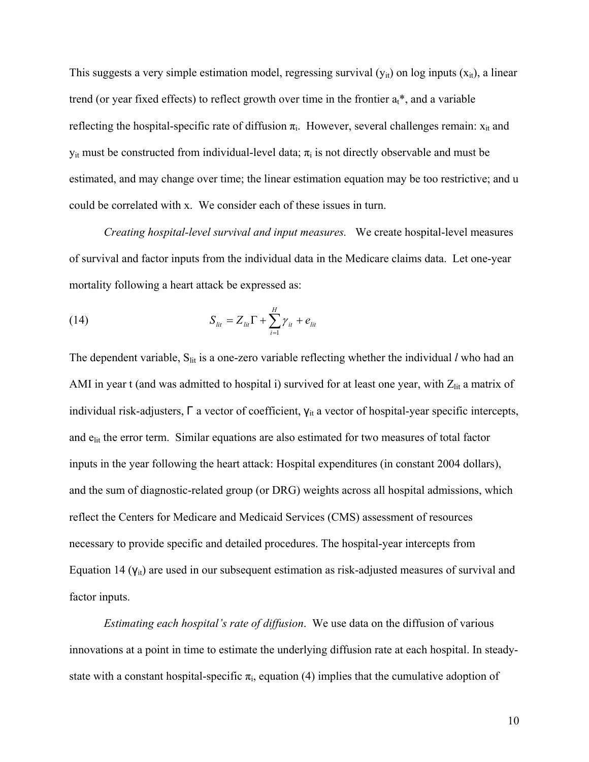This suggests a very simple estimation model, regressing survival ($y_{it}$) on log inputs ($x_{it}$), a linear trend (or year fixed effects) to reflect growth over time in the frontier $a_t^*$, and a variable reflecting the hospital-specific rate of diffusion $\pi_i$. However, several challenges remain: $x_{it}$ and $y_{it}$ must be constructed from individual-level data; $\pi_i$ is not directly observable and must be estimated, and may change over time; the linear estimation equation may be too restrictive; and u could be correlated with x. We consider each of these issues in turn.

*Creating hospital-level survival and input measures.* We create hospital-level measures of survival and factor inputs from the individual data in the Medicare claims data. Let one-year mortality following a heart attack be expressed as:

$$S_{lit} = Z_{lit}\Gamma + \sum_{i=1}^{H} \gamma_{it} + e_{lit} \tag{14}$$

The dependent variable, $S_{lit}$ is a one-zero variable reflecting whether the individual *l* who had an AMI in year t (and was admitted to hospital i) survived for at least one year, with $Z_{lit}$ a matrix of individual risk-adjusters, $\Gamma$ a vector of coefficient, $\gamma_{it}$ a vector of hospital-year specific intercepts, and $e_{lit}$ the error term. Similar equations are also estimated for two measures of total factor inputs in the year following the heart attack: Hospital expenditures (in constant 2004 dollars), and the sum of diagnostic-related group (or DRG) weights across all hospital admissions, which reflect the Centers for Medicare and Medicaid Services (CMS) assessment of resources necessary to provide specific and detailed procedures. The hospital-year intercepts from Equation 14 ($\gamma_{it}$) are used in our subsequent estimation as risk-adjusted measures of survival and factor inputs.

*Estimating each hospital's rate of diffusion*. We use data on the diffusion of various innovations at a point in time to estimate the underlying diffusion rate at each hospital. In steady-state with a constant hospital-specific $\pi_i$, equation (4) implies that the cumulative adoption of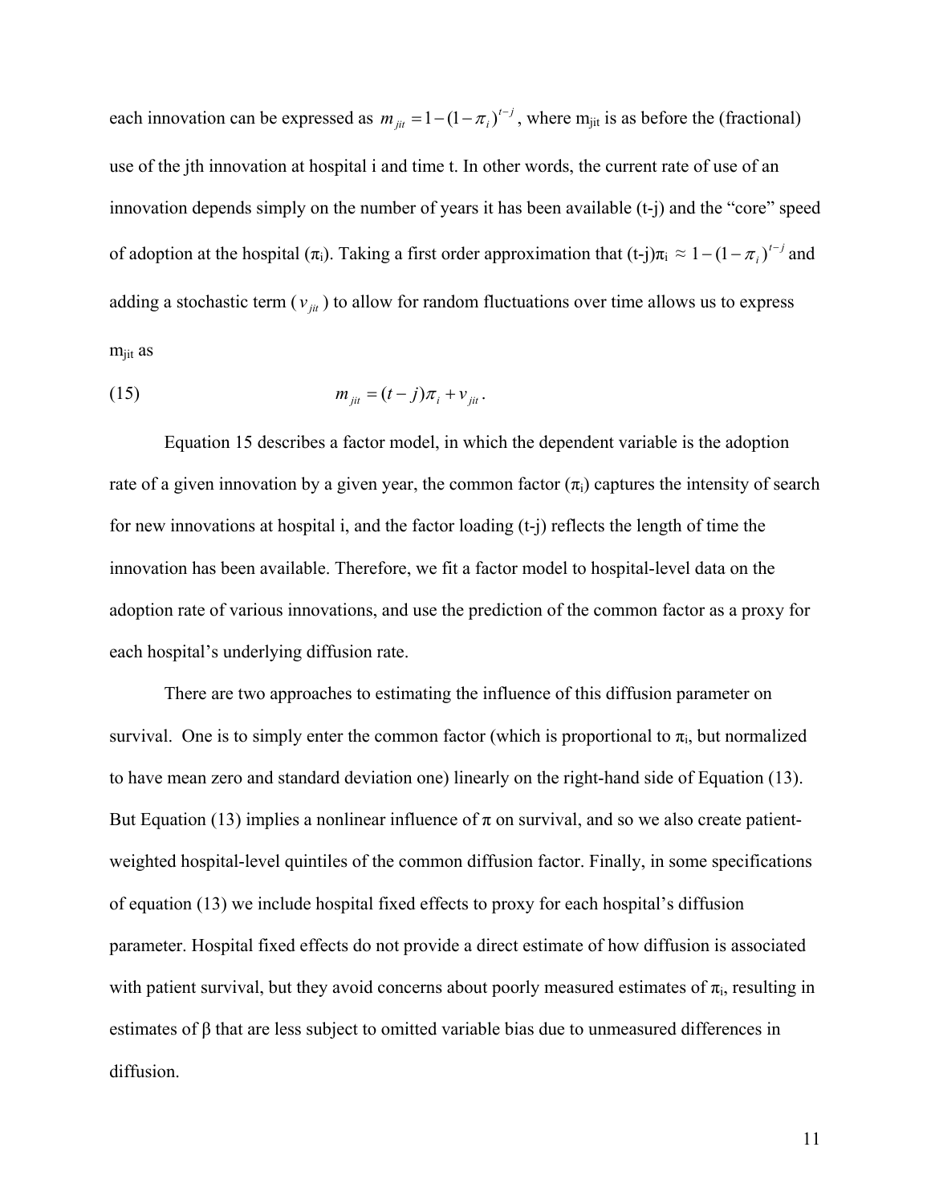each innovation can be expressed as $m_{jit} = 1-(1-\pi_i)^{t-j}$, where $m_{jit}$ is as before the (fractional) use of the jth innovation at hospital i and time t. In other words, the current rate of use of an innovation depends simply on the number of years it has been available (t-j) and the "core" speed of adoption at the hospital ($\pi_i$). Taking a first order approximation that $(t-j)\pi_i \approx 1-(1-\pi_i)^{t-j}$ and adding a stochastic term ($v_{jit}$) to allow for random fluctuations over time allows us to express $m_{jit}$ as

$$m_{jit} = (t-j)\pi_i + v_{jit}. \tag{15}$$

Equation 15 describes a factor model, in which the dependent variable is the adoption rate of a given innovation by a given year, the common factor ($\pi_i$) captures the intensity of search for new innovations at hospital i, and the factor loading (t-j) reflects the length of time the innovation has been available. Therefore, we fit a factor model to hospital-level data on the adoption rate of various innovations, and use the prediction of the common factor as a proxy for each hospital's underlying diffusion rate.

There are two approaches to estimating the influence of this diffusion parameter on survival. One is to simply enter the common factor (which is proportional to $\pi_i$, but normalized to have mean zero and standard deviation one) linearly on the right-hand side of Equation (13). But Equation (13) implies a nonlinear influence of $\pi$ on survival, and so we also create patient-weighted hospital-level quintiles of the common diffusion factor. Finally, in some specifications of equation (13) we include hospital fixed effects to proxy for each hospital's diffusion parameter. Hospital fixed effects do not provide a direct estimate of how diffusion is associated with patient survival, but they avoid concerns about poorly measured estimates of $\pi_i$, resulting in estimates of $\beta$ that are less subject to omitted variable bias due to unmeasured differences in diffusion.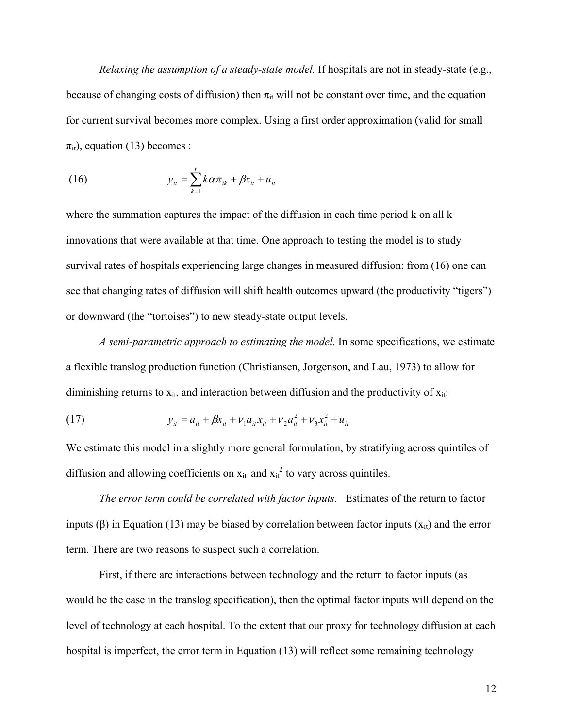*Relaxing the assumption of a steady-state model.* If hospitals are not in steady-state (e.g., because of changing costs of diffusion) then $\pi_{it}$ will not be constant over time, and the equation for current survival becomes more complex. Using a first order approximation (valid for small $\pi_{it}$), equation (13) becomes :

$$(16) \qquad y_{it} = \sum_{k=1}^{t} k\alpha\pi_{ik} + \beta x_{it} + u_{it}$$

where the summation captures the impact of the diffusion in each time period k on all k innovations that were available at that time. One approach to testing the model is to study survival rates of hospitals experiencing large changes in measured diffusion; from (16) one can see that changing rates of diffusion will shift health outcomes upward (the productivity "tigers") or downward (the "tortoises") to new steady-state output levels.

*A semi-parametric approach to estimating the model.* In some specifications, we estimate a flexible translog production function (Christiansen, Jorgenson, and Lau, 1973) to allow for diminishing returns to $x_{it}$, and interaction between diffusion and the productivity of $x_{it}$:

$$(17) \qquad y_{it} = a_{it} + \beta x_{it} + \nu_1 a_{it} x_{it} + \nu_2 a_{it}^2 + \nu_3 x_{it}^2 + u_{it}$$

We estimate this model in a slightly more general formulation, by stratifying across quintiles of diffusion and allowing coefficients on $x_{it}$ and $x_{it}^2$ to vary across quintiles.

*The error term could be correlated with factor inputs.* Estimates of the return to factor inputs ($\beta$) in Equation (13) may be biased by correlation between factor inputs ($x_{it}$) and the error term. There are two reasons to suspect such a correlation.

First, if there are interactions between technology and the return to factor inputs (as would be the case in the translog specification), then the optimal factor inputs will depend on the level of technology at each hospital. To the extent that our proxy for technology diffusion at each hospital is imperfect, the error term in Equation (13) will reflect some remaining technology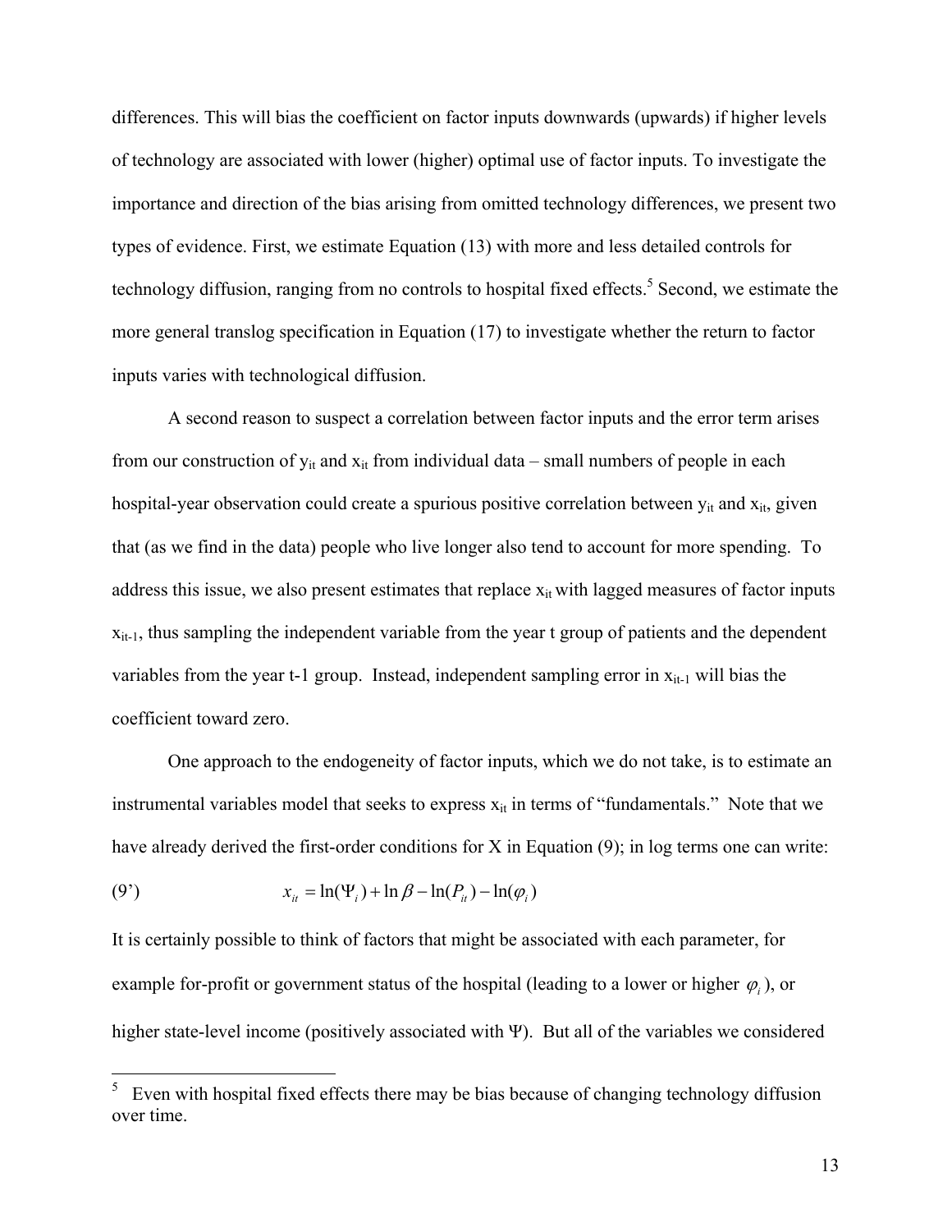differences. This will bias the coefficient on factor inputs downwards (upwards) if higher levels of technology are associated with lower (higher) optimal use of factor inputs. To investigate the importance and direction of the bias arising from omitted technology differences, we present two types of evidence. First, we estimate Equation (13) with more and less detailed controls for technology diffusion, ranging from no controls to hospital fixed effects.[5] Second, we estimate the more general translog specification in Equation (17) to investigate whether the return to factor inputs varies with technological diffusion.

A second reason to suspect a correlation between factor inputs and the error term arises from our construction of $y_{it}$ and $x_{it}$ from individual data – small numbers of people in each hospital-year observation could create a spurious positive correlation between $y_{it}$ and $x_{it}$, given that (as we find in the data) people who live longer also tend to account for more spending. To address this issue, we also present estimates that replace $x_{it}$ with lagged measures of factor inputs $x_{it-1}$, thus sampling the independent variable from the year t group of patients and the dependent variables from the year t-1 group. Instead, independent sampling error in $x_{it-1}$ will bias the coefficient toward zero.

One approach to the endogeneity of factor inputs, which we do not take, is to estimate an instrumental variables model that seeks to express $x_{it}$ in terms of "fundamentals." Note that we have already derived the first-order conditions for X in Equation (9); in log terms one can write:

$$(9') \qquad x_{it} = \ln(\Psi_i) + \ln\beta - \ln(P_{it}) - \ln(\varphi_i)$$

It is certainly possible to think of factors that might be associated with each parameter, for example for-profit or government status of the hospital (leading to a lower or higher $\varphi_i$), or higher state-level income (positively associated with $\Psi$). But all of the variables we considered

[5] Even with hospital fixed effects there may be bias because of changing technology diffusion over time.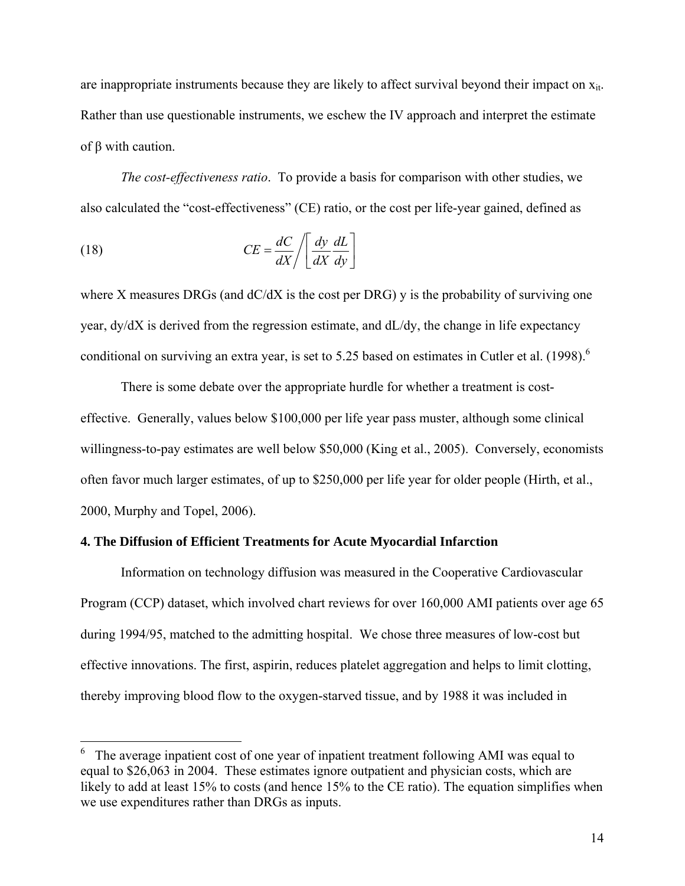are inappropriate instruments because they are likely to affect survival beyond their impact on $x_{it}$. Rather than use questionable instruments, we eschew the IV approach and interpret the estimate of $\beta$ with caution.

*The cost-effectiveness ratio*. To provide a basis for comparison with other studies, we also calculated the "cost-effectiveness" (CE) ratio, or the cost per life-year gained, defined as

$$CE = \frac{dC}{dX} \Bigg/ \left[ \frac{dy}{dX} \frac{dL}{dy} \right] \tag{18}$$

where X measures DRGs (and dC/dX is the cost per DRG) y is the probability of surviving one year, dy/dX is derived from the regression estimate, and dL/dy, the change in life expectancy conditional on surviving an extra year, is set to 5.25 based on estimates in Cutler et al. (1998).[6]

There is some debate over the appropriate hurdle for whether a treatment is cost-effective. Generally, values below \$100,000 per life year pass muster, although some clinical willingness-to-pay estimates are well below \$50,000 (King et al., 2005). Conversely, economists often favor much larger estimates, of up to \$250,000 per life year for older people (Hirth, et al., 2000, Murphy and Topel, 2006).

## 4. The Diffusion of Efficient Treatments for Acute Myocardial Infarction

Information on technology diffusion was measured in the Cooperative Cardiovascular Program (CCP) dataset, which involved chart reviews for over 160,000 AMI patients over age 65 during 1994/95, matched to the admitting hospital. We chose three measures of low-cost but effective innovations. The first, aspirin, reduces platelet aggregation and helps to limit clotting, thereby improving blood flow to the oxygen-starved tissue, and by 1988 it was included in

---

[6] The average inpatient cost of one year of inpatient treatment following AMI was equal to equal to \$26,063 in 2004. These estimates ignore outpatient and physician costs, which are likely to add at least 15% to costs (and hence 15% to the CE ratio). The equation simplifies when we use expenditures rather than DRGs as inputs.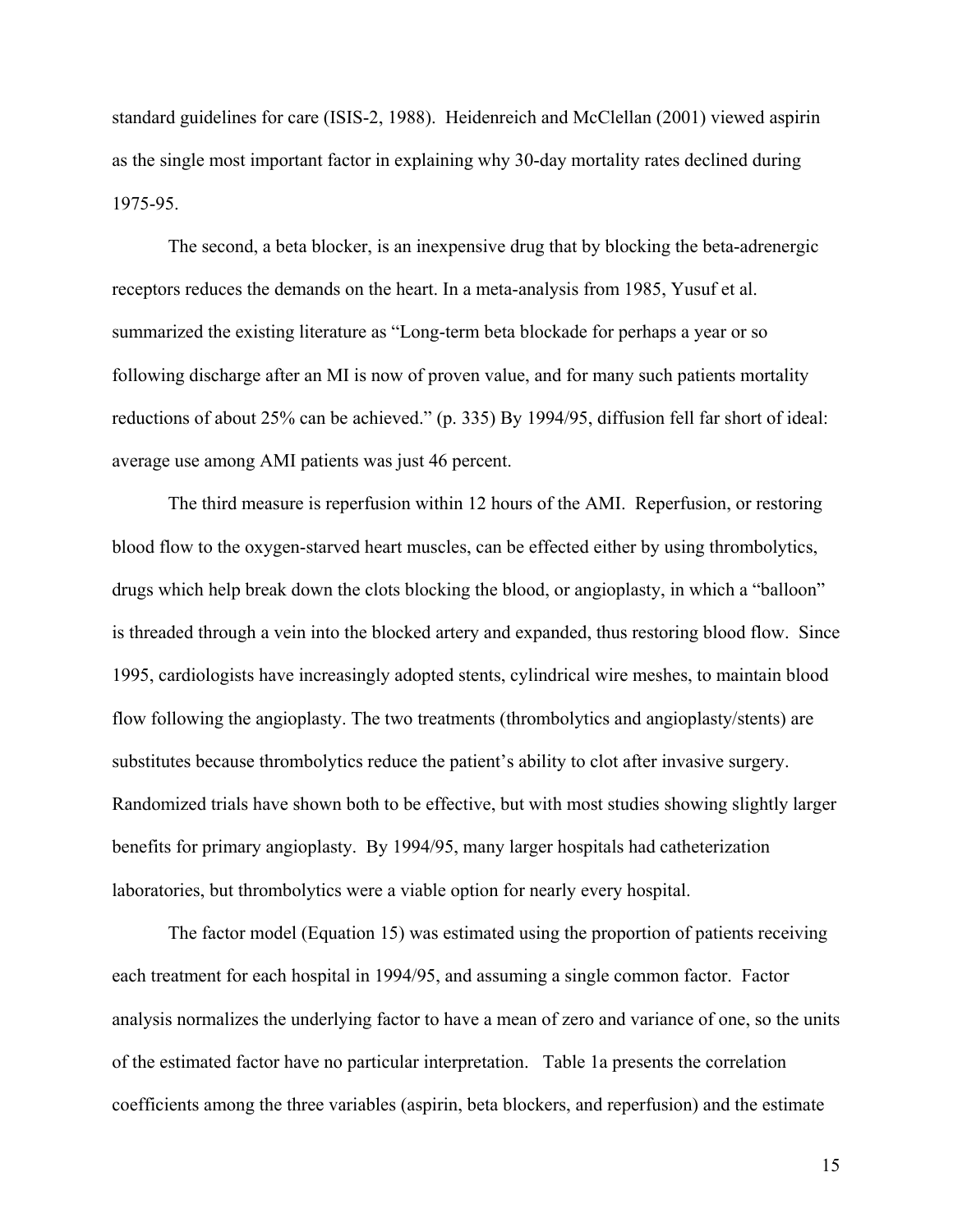standard guidelines for care (ISIS-2, 1988). Heidenreich and McClellan (2001) viewed aspirin as the single most important factor in explaining why 30-day mortality rates declined during 1975-95.

The second, a beta blocker, is an inexpensive drug that by blocking the beta-adrenergic receptors reduces the demands on the heart. In a meta-analysis from 1985, Yusuf et al. summarized the existing literature as "Long-term beta blockade for perhaps a year or so following discharge after an MI is now of proven value, and for many such patients mortality reductions of about 25% can be achieved." (p. 335) By 1994/95, diffusion fell far short of ideal: average use among AMI patients was just 46 percent.

The third measure is reperfusion within 12 hours of the AMI. Reperfusion, or restoring blood flow to the oxygen-starved heart muscles, can be effected either by using thrombolytics, drugs which help break down the clots blocking the blood, or angioplasty, in which a "balloon" is threaded through a vein into the blocked artery and expanded, thus restoring blood flow. Since 1995, cardiologists have increasingly adopted stents, cylindrical wire meshes, to maintain blood flow following the angioplasty. The two treatments (thrombolytics and angioplasty/stents) are substitutes because thrombolytics reduce the patient's ability to clot after invasive surgery. Randomized trials have shown both to be effective, but with most studies showing slightly larger benefits for primary angioplasty. By 1994/95, many larger hospitals had catheterization laboratories, but thrombolytics were a viable option for nearly every hospital.

The factor model (Equation 15) was estimated using the proportion of patients receiving each treatment for each hospital in 1994/95, and assuming a single common factor. Factor analysis normalizes the underlying factor to have a mean of zero and variance of one, so the units of the estimated factor have no particular interpretation. Table 1a presents the correlation coefficients among the three variables (aspirin, beta blockers, and reperfusion) and the estimate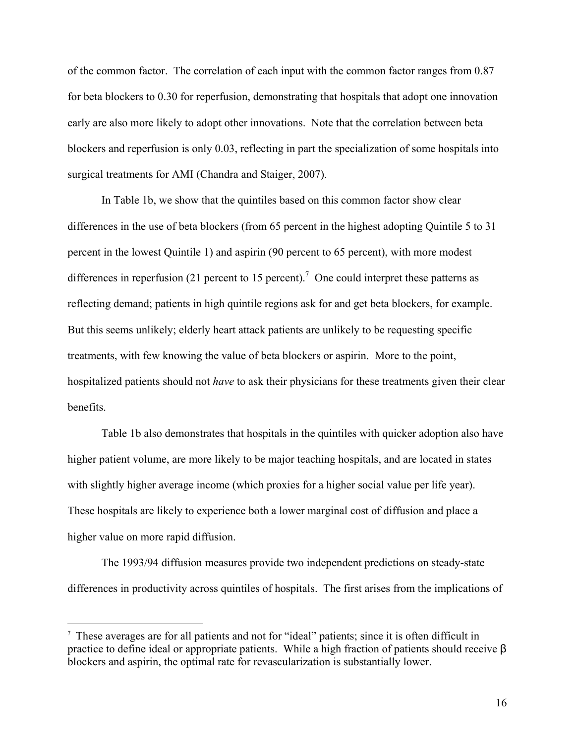of the common factor. The correlation of each input with the common factor ranges from 0.87 for beta blockers to 0.30 for reperfusion, demonstrating that hospitals that adopt one innovation early are also more likely to adopt other innovations. Note that the correlation between beta blockers and reperfusion is only 0.03, reflecting in part the specialization of some hospitals into surgical treatments for AMI (Chandra and Staiger, 2007).

In Table 1b, we show that the quintiles based on this common factor show clear differences in the use of beta blockers (from 65 percent in the highest adopting Quintile 5 to 31 percent in the lowest Quintile 1) and aspirin (90 percent to 65 percent), with more modest differences in reperfusion (21 percent to 15 percent).[7] One could interpret these patterns as reflecting demand; patients in high quintile regions ask for and get beta blockers, for example. But this seems unlikely; elderly heart attack patients are unlikely to be requesting specific treatments, with few knowing the value of beta blockers or aspirin. More to the point, hospitalized patients should not *have* to ask their physicians for these treatments given their clear benefits.

Table 1b also demonstrates that hospitals in the quintiles with quicker adoption also have higher patient volume, are more likely to be major teaching hospitals, and are located in states with slightly higher average income (which proxies for a higher social value per life year). These hospitals are likely to experience both a lower marginal cost of diffusion and place a higher value on more rapid diffusion.

The 1993/94 diffusion measures provide two independent predictions on steady-state differences in productivity across quintiles of hospitals. The first arises from the implications of

[7] These averages are for all patients and not for "ideal" patients; since it is often difficult in practice to define ideal or appropriate patients. While a high fraction of patients should receive β blockers and aspirin, the optimal rate for revascularization is substantially lower.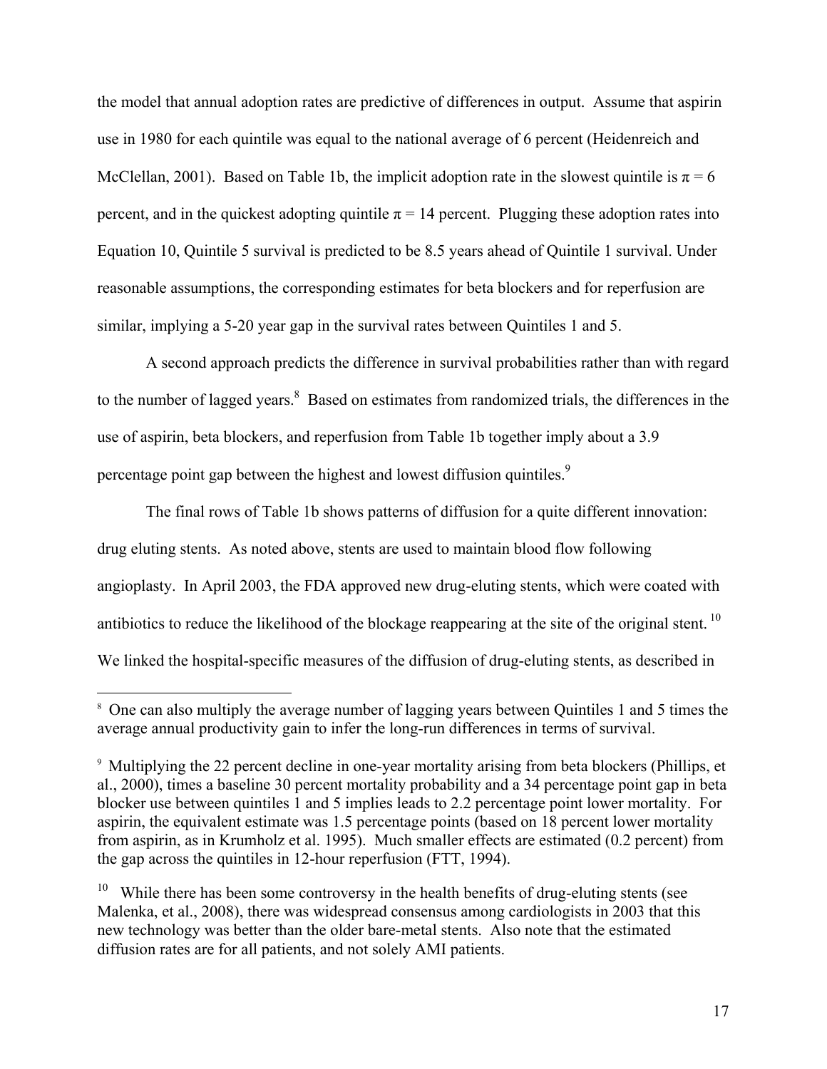the model that annual adoption rates are predictive of differences in output. Assume that aspirin use in 1980 for each quintile was equal to the national average of 6 percent (Heidenreich and McClellan, 2001). Based on Table 1b, the implicit adoption rate in the slowest quintile is $\pi = 6$ percent, and in the quickest adopting quintile $\pi = 14$ percent. Plugging these adoption rates into Equation 10, Quintile 5 survival is predicted to be 8.5 years ahead of Quintile 1 survival. Under reasonable assumptions, the corresponding estimates for beta blockers and for reperfusion are similar, implying a 5-20 year gap in the survival rates between Quintiles 1 and 5.

A second approach predicts the difference in survival probabilities rather than with regard to the number of lagged years.[8] Based on estimates from randomized trials, the differences in the use of aspirin, beta blockers, and reperfusion from Table 1b together imply about a 3.9 percentage point gap between the highest and lowest diffusion quintiles.[9]

The final rows of Table 1b shows patterns of diffusion for a quite different innovation: drug eluting stents. As noted above, stents are used to maintain blood flow following angioplasty. In April 2003, the FDA approved new drug-eluting stents, which were coated with antibiotics to reduce the likelihood of the blockage reappearing at the site of the original stent.[10] We linked the hospital-specific measures of the diffusion of drug-eluting stents, as described in

---

[8] One can also multiply the average number of lagging years between Quintiles 1 and 5 times the average annual productivity gain to infer the long-run differences in terms of survival.

[9] Multiplying the 22 percent decline in one-year mortality arising from beta blockers (Phillips, et al., 2000), times a baseline 30 percent mortality probability and a 34 percentage point gap in beta blocker use between quintiles 1 and 5 implies leads to 2.2 percentage point lower mortality. For aspirin, the equivalent estimate was 1.5 percentage points (based on 18 percent lower mortality from aspirin, as in Krumholz et al. 1995). Much smaller effects are estimated (0.2 percent) from the gap across the quintiles in 12-hour reperfusion (FTT, 1994).

[10] While there has been some controversy in the health benefits of drug-eluting stents (see Malenka, et al., 2008), there was widespread consensus among cardiologists in 2003 that this new technology was better than the older bare-metal stents. Also note that the estimated diffusion rates are for all patients, and not solely AMI patients.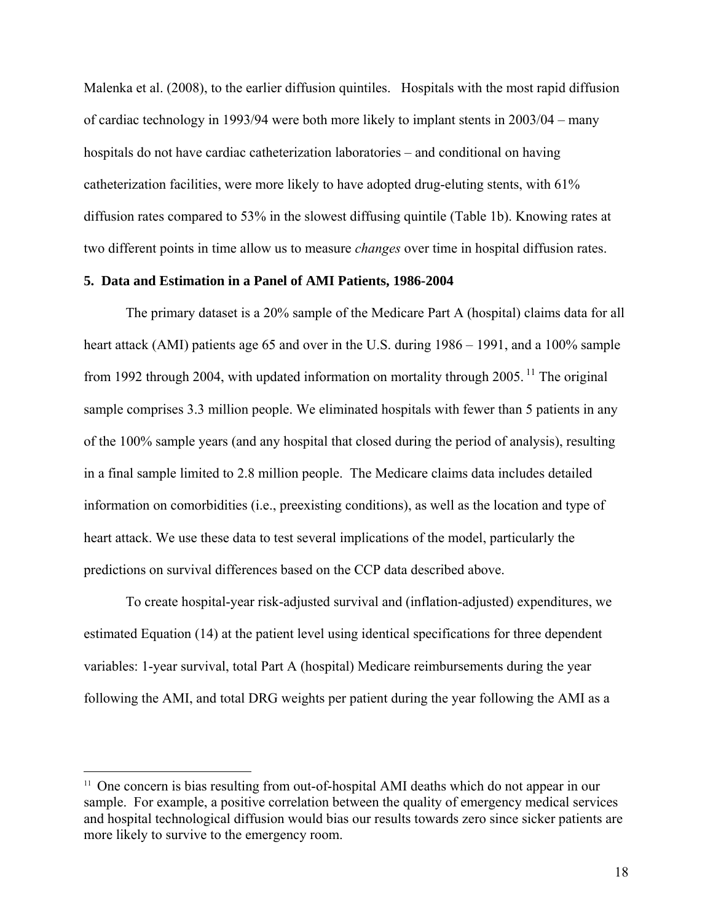Malenka et al. (2008), to the earlier diffusion quintiles. Hospitals with the most rapid diffusion of cardiac technology in 1993/94 were both more likely to implant stents in 2003/04 – many hospitals do not have cardiac catheterization laboratories – and conditional on having catheterization facilities, were more likely to have adopted drug-eluting stents, with 61% diffusion rates compared to 53% in the slowest diffusing quintile (Table 1b). Knowing rates at two different points in time allow us to measure *changes* over time in hospital diffusion rates.

### 5. Data and Estimation in a Panel of AMI Patients, 1986-2004

The primary dataset is a 20% sample of the Medicare Part A (hospital) claims data for all heart attack (AMI) patients age 65 and over in the U.S. during 1986 – 1991, and a 100% sample from 1992 through 2004, with updated information on mortality through 2005. [11] The original sample comprises 3.3 million people. We eliminated hospitals with fewer than 5 patients in any of the 100% sample years (and any hospital that closed during the period of analysis), resulting in a final sample limited to 2.8 million people. The Medicare claims data includes detailed information on comorbidities (i.e., preexisting conditions), as well as the location and type of heart attack. We use these data to test several implications of the model, particularly the predictions on survival differences based on the CCP data described above.

To create hospital-year risk-adjusted survival and (inflation-adjusted) expenditures, we estimated Equation (14) at the patient level using identical specifications for three dependent variables: 1-year survival, total Part A (hospital) Medicare reimbursements during the year following the AMI, and total DRG weights per patient during the year following the AMI as a

[11] One concern is bias resulting from out-of-hospital AMI deaths which do not appear in our sample. For example, a positive correlation between the quality of emergency medical services and hospital technological diffusion would bias our results towards zero since sicker patients are more likely to survive to the emergency room.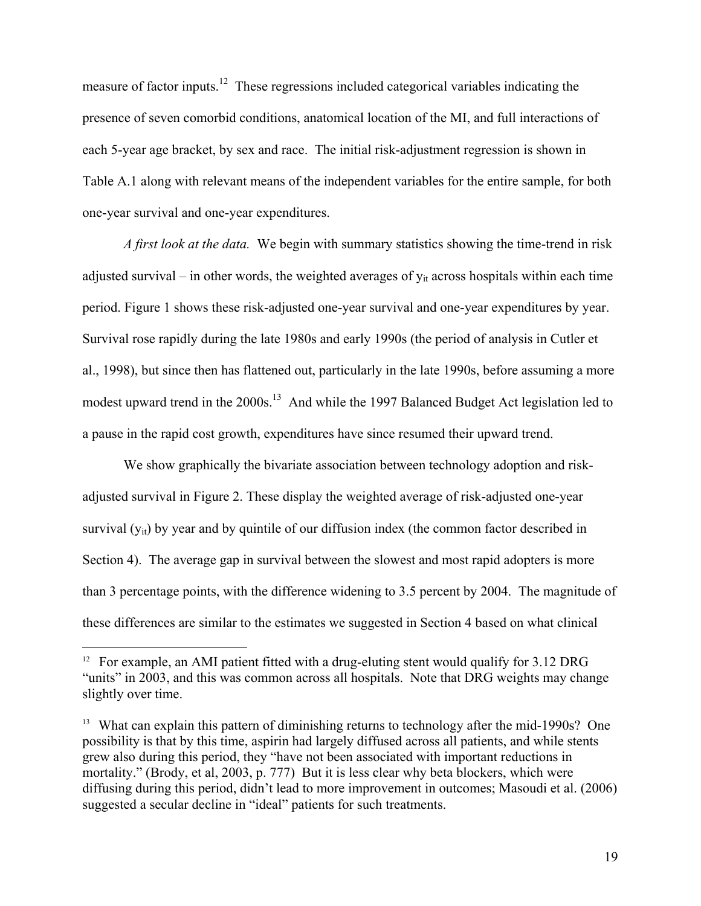measure of factor inputs.[12] These regressions included categorical variables indicating the presence of seven comorbid conditions, anatomical location of the MI, and full interactions of each 5-year age bracket, by sex and race. The initial risk-adjustment regression is shown in Table A.1 along with relevant means of the independent variables for the entire sample, for both one-year survival and one-year expenditures.

*A first look at the data.* We begin with summary statistics showing the time-trend in risk adjusted survival – in other words, the weighted averages of $y_{it}$ across hospitals within each time period. Figure 1 shows these risk-adjusted one-year survival and one-year expenditures by year. Survival rose rapidly during the late 1980s and early 1990s (the period of analysis in Cutler et al., 1998), but since then has flattened out, particularly in the late 1990s, before assuming a more modest upward trend in the 2000s.[13] And while the 1997 Balanced Budget Act legislation led to a pause in the rapid cost growth, expenditures have since resumed their upward trend.

We show graphically the bivariate association between technology adoption and risk-adjusted survival in Figure 2. These display the weighted average of risk-adjusted one-year survival ($y_{it}$) by year and by quintile of our diffusion index (the common factor described in Section 4). The average gap in survival between the slowest and most rapid adopters is more than 3 percentage points, with the difference widening to 3.5 percent by 2004. The magnitude of these differences are similar to the estimates we suggested in Section 4 based on what clinical

---

[12] For example, an AMI patient fitted with a drug-eluting stent would qualify for 3.12 DRG "units" in 2003, and this was common across all hospitals. Note that DRG weights may change slightly over time.

[13] What can explain this pattern of diminishing returns to technology after the mid-1990s? One possibility is that by this time, aspirin had largely diffused across all patients, and while stents grew also during this period, they "have not been associated with important reductions in mortality." (Brody, et al, 2003, p. 777) But it is less clear why beta blockers, which were diffusing during this period, didn't lead to more improvement in outcomes; Masoudi et al. (2006) suggested a secular decline in "ideal" patients for such treatments.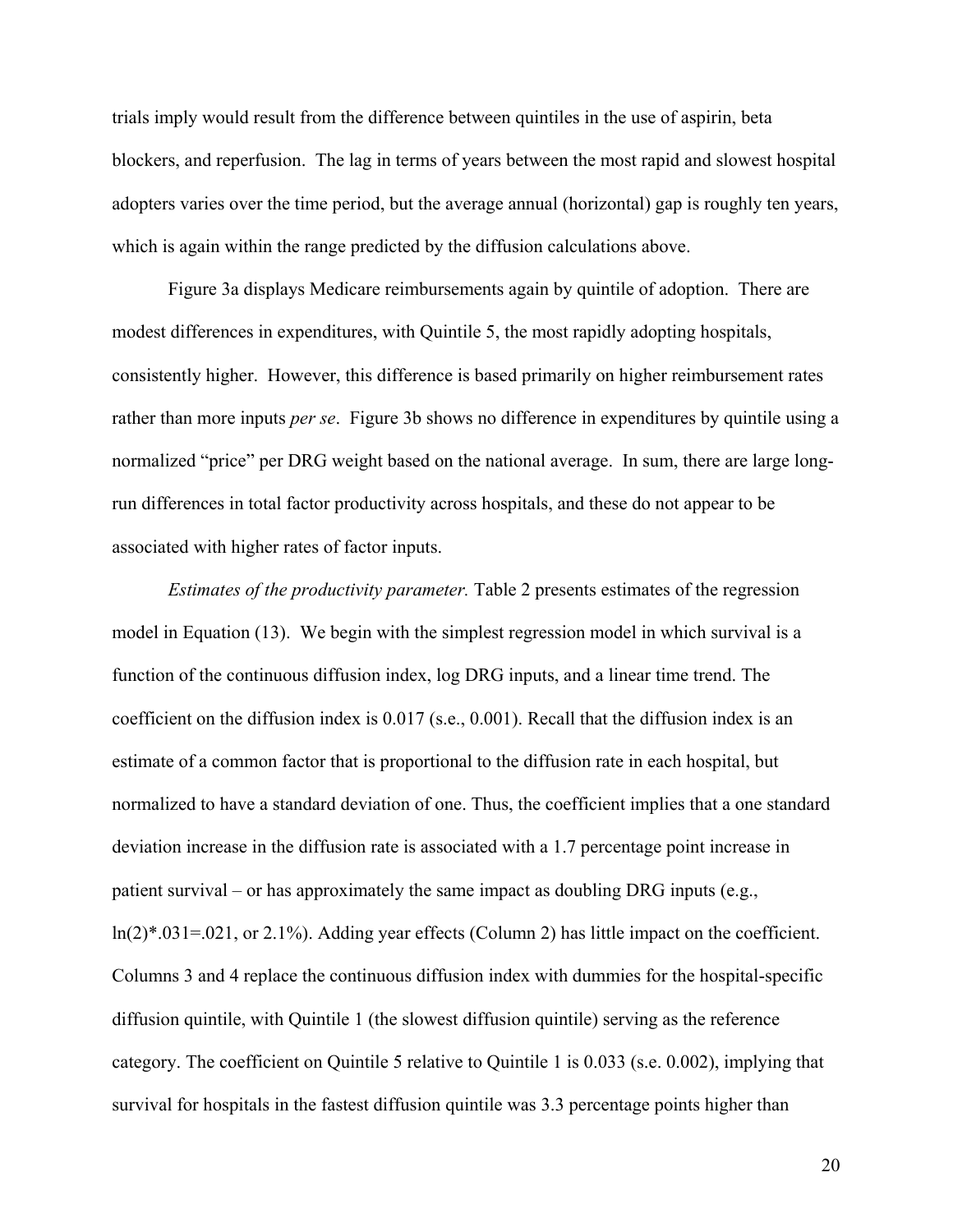trials imply would result from the difference between quintiles in the use of aspirin, beta blockers, and reperfusion. The lag in terms of years between the most rapid and slowest hospital adopters varies over the time period, but the average annual (horizontal) gap is roughly ten years, which is again within the range predicted by the diffusion calculations above.

Figure 3a displays Medicare reimbursements again by quintile of adoption. There are modest differences in expenditures, with Quintile 5, the most rapidly adopting hospitals, consistently higher. However, this difference is based primarily on higher reimbursement rates rather than more inputs *per se*. Figure 3b shows no difference in expenditures by quintile using a normalized "price" per DRG weight based on the national average. In sum, there are large long-run differences in total factor productivity across hospitals, and these do not appear to be associated with higher rates of factor inputs.

*Estimates of the productivity parameter.* Table 2 presents estimates of the regression model in Equation (13). We begin with the simplest regression model in which survival is a function of the continuous diffusion index, log DRG inputs, and a linear time trend. The coefficient on the diffusion index is 0.017 (s.e., 0.001). Recall that the diffusion index is an estimate of a common factor that is proportional to the diffusion rate in each hospital, but normalized to have a standard deviation of one. Thus, the coefficient implies that a one standard deviation increase in the diffusion rate is associated with a 1.7 percentage point increase in patient survival – or has approximately the same impact as doubling DRG inputs (e.g., ln(2)*.031=.021, or 2.1%). Adding year effects (Column 2) has little impact on the coefficient. Columns 3 and 4 replace the continuous diffusion index with dummies for the hospital-specific diffusion quintile, with Quintile 1 (the slowest diffusion quintile) serving as the reference category. The coefficient on Quintile 5 relative to Quintile 1 is 0.033 (s.e. 0.002), implying that survival for hospitals in the fastest diffusion quintile was 3.3 percentage points higher than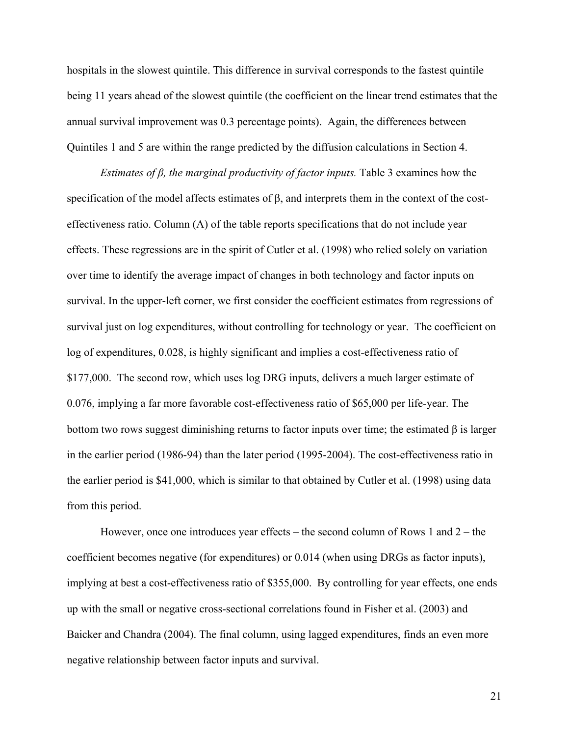hospitals in the slowest quintile. This difference in survival corresponds to the fastest quintile being 11 years ahead of the slowest quintile (the coefficient on the linear trend estimates that the annual survival improvement was 0.3 percentage points). Again, the differences between Quintiles 1 and 5 are within the range predicted by the diffusion calculations in Section 4.

*Estimates of β, the marginal productivity of factor inputs.* Table 3 examines how the specification of the model affects estimates of β, and interprets them in the context of the cost-effectiveness ratio. Column (A) of the table reports specifications that do not include year effects. These regressions are in the spirit of Cutler et al. (1998) who relied solely on variation over time to identify the average impact of changes in both technology and factor inputs on survival. In the upper-left corner, we first consider the coefficient estimates from regressions of survival just on log expenditures, without controlling for technology or year. The coefficient on log of expenditures, 0.028, is highly significant and implies a cost-effectiveness ratio of \$177,000. The second row, which uses log DRG inputs, delivers a much larger estimate of 0.076, implying a far more favorable cost-effectiveness ratio of \$65,000 per life-year. The bottom two rows suggest diminishing returns to factor inputs over time; the estimated β is larger in the earlier period (1986-94) than the later period (1995-2004). The cost-effectiveness ratio in the earlier period is \$41,000, which is similar to that obtained by Cutler et al. (1998) using data from this period.

However, once one introduces year effects – the second column of Rows 1 and 2 – the coefficient becomes negative (for expenditures) or 0.014 (when using DRGs as factor inputs), implying at best a cost-effectiveness ratio of \$355,000. By controlling for year effects, one ends up with the small or negative cross-sectional correlations found in Fisher et al. (2003) and Baicker and Chandra (2004). The final column, using lagged expenditures, finds an even more negative relationship between factor inputs and survival.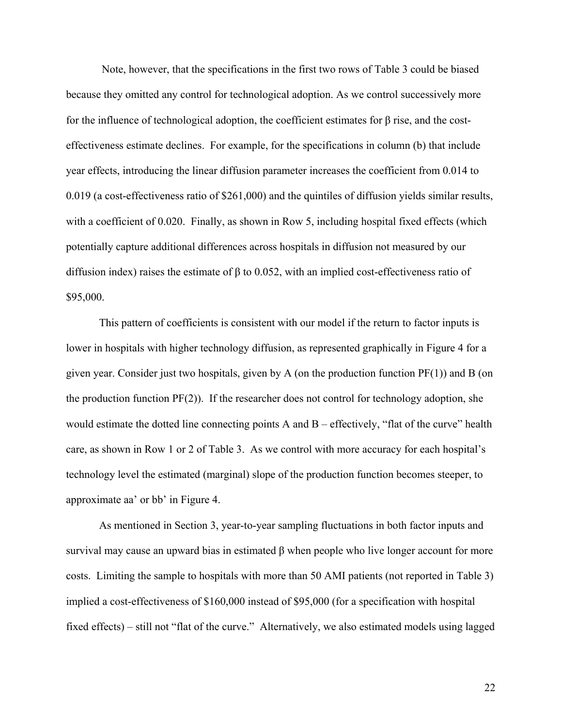Note, however, that the specifications in the first two rows of Table 3 could be biased because they omitted any control for technological adoption. As we control successively more for the influence of technological adoption, the coefficient estimates for $\beta$ rise, and the cost-effectiveness estimate declines. For example, for the specifications in column (b) that include year effects, introducing the linear diffusion parameter increases the coefficient from 0.014 to 0.019 (a cost-effectiveness ratio of \$261,000) and the quintiles of diffusion yields similar results, with a coefficient of 0.020. Finally, as shown in Row 5, including hospital fixed effects (which potentially capture additional differences across hospitals in diffusion not measured by our diffusion index) raises the estimate of $\beta$ to 0.052, with an implied cost-effectiveness ratio of \$95,000.

This pattern of coefficients is consistent with our model if the return to factor inputs is lower in hospitals with higher technology diffusion, as represented graphically in Figure 4 for a given year. Consider just two hospitals, given by A (on the production function PF(1)) and B (on the production function PF(2)). If the researcher does not control for technology adoption, she would estimate the dotted line connecting points A and B – effectively, "flat of the curve" health care, as shown in Row 1 or 2 of Table 3. As we control with more accuracy for each hospital's technology level the estimated (marginal) slope of the production function becomes steeper, to approximate aa' or bb' in Figure 4.

As mentioned in Section 3, year-to-year sampling fluctuations in both factor inputs and survival may cause an upward bias in estimated $\beta$ when people who live longer account for more costs. Limiting the sample to hospitals with more than 50 AMI patients (not reported in Table 3) implied a cost-effectiveness of \$160,000 instead of \$95,000 (for a specification with hospital fixed effects) – still not "flat of the curve." Alternatively, we also estimated models using lagged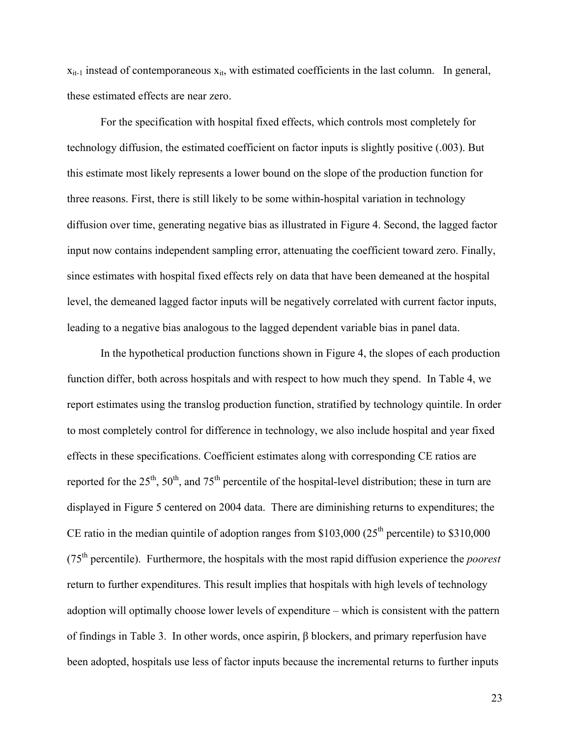$x_{it-1}$ instead of contemporaneous $x_{it}$, with estimated coefficients in the last column. In general, these estimated effects are near zero.

For the specification with hospital fixed effects, which controls most completely for technology diffusion, the estimated coefficient on factor inputs is slightly positive (.003). But this estimate most likely represents a lower bound on the slope of the production function for three reasons. First, there is still likely to be some within-hospital variation in technology diffusion over time, generating negative bias as illustrated in Figure 4. Second, the lagged factor input now contains independent sampling error, attenuating the coefficient toward zero. Finally, since estimates with hospital fixed effects rely on data that have been demeaned at the hospital level, the demeaned lagged factor inputs will be negatively correlated with current factor inputs, leading to a negative bias analogous to the lagged dependent variable bias in panel data.

In the hypothetical production functions shown in Figure 4, the slopes of each production function differ, both across hospitals and with respect to how much they spend. In Table 4, we report estimates using the translog production function, stratified by technology quintile. In order to most completely control for difference in technology, we also include hospital and year fixed effects in these specifications. Coefficient estimates along with corresponding CE ratios are reported for the $25^{th}$, $50^{th}$, and $75^{th}$ percentile of the hospital-level distribution; these in turn are displayed in Figure 5 centered on 2004 data. There are diminishing returns to expenditures; the CE ratio in the median quintile of adoption ranges from \$103,000 ($25^{th}$ percentile) to \$310,000 ($75^{th}$ percentile). Furthermore, the hospitals with the most rapid diffusion experience the *poorest* return to further expenditures. This result implies that hospitals with high levels of technology adoption will optimally choose lower levels of expenditure – which is consistent with the pattern of findings in Table 3. In other words, once aspirin, β blockers, and primary reperfusion have been adopted, hospitals use less of factor inputs because the incremental returns to further inputs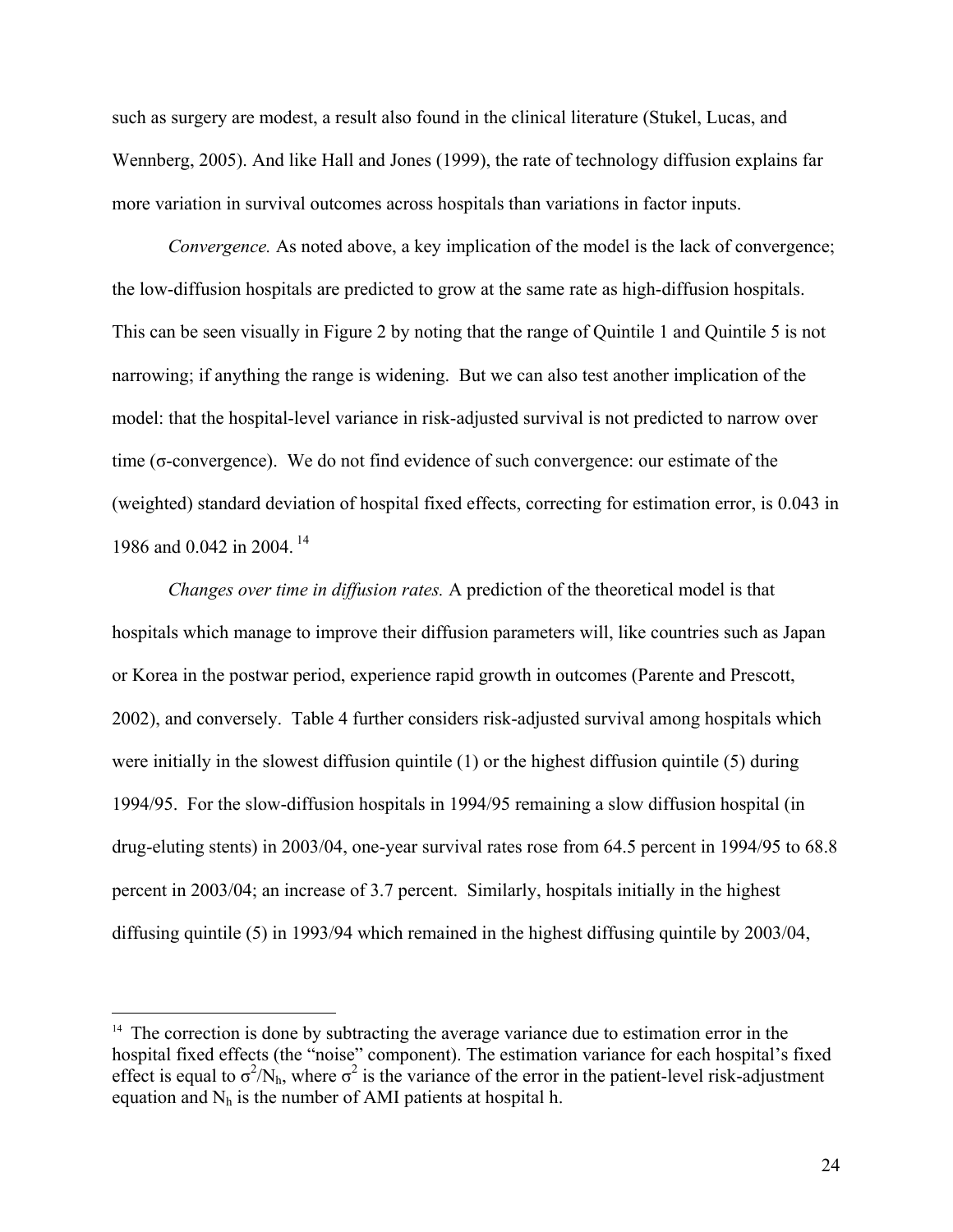such as surgery are modest, a result also found in the clinical literature (Stukel, Lucas, and Wennberg, 2005). And like Hall and Jones (1999), the rate of technology diffusion explains far more variation in survival outcomes across hospitals than variations in factor inputs.

*Convergence.* As noted above, a key implication of the model is the lack of convergence; the low-diffusion hospitals are predicted to grow at the same rate as high-diffusion hospitals. This can be seen visually in Figure 2 by noting that the range of Quintile 1 and Quintile 5 is not narrowing; if anything the range is widening. But we can also test another implication of the model: that the hospital-level variance in risk-adjusted survival is not predicted to narrow over time (σ-convergence). We do not find evidence of such convergence: our estimate of the (weighted) standard deviation of hospital fixed effects, correcting for estimation error, is 0.043 in 1986 and 0.042 in 2004.[14]

*Changes over time in diffusion rates.* A prediction of the theoretical model is that hospitals which manage to improve their diffusion parameters will, like countries such as Japan or Korea in the postwar period, experience rapid growth in outcomes (Parente and Prescott, 2002), and conversely. Table 4 further considers risk-adjusted survival among hospitals which were initially in the slowest diffusion quintile (1) or the highest diffusion quintile (5) during 1994/95. For the slow-diffusion hospitals in 1994/95 remaining a slow diffusion hospital (in drug-eluting stents) in 2003/04, one-year survival rates rose from 64.5 percent in 1994/95 to 68.8 percent in 2003/04; an increase of 3.7 percent. Similarly, hospitals initially in the highest diffusing quintile (5) in 1993/94 which remained in the highest diffusing quintile by 2003/04,

[14] The correction is done by subtracting the average variance due to estimation error in the hospital fixed effects (the "noise" component). The estimation variance for each hospital's fixed effect is equal to $\sigma^2/N_h$, where $\sigma^2$ is the variance of the error in the patient-level risk-adjustment equation and $N_h$ is the number of AMI patients at hospital h.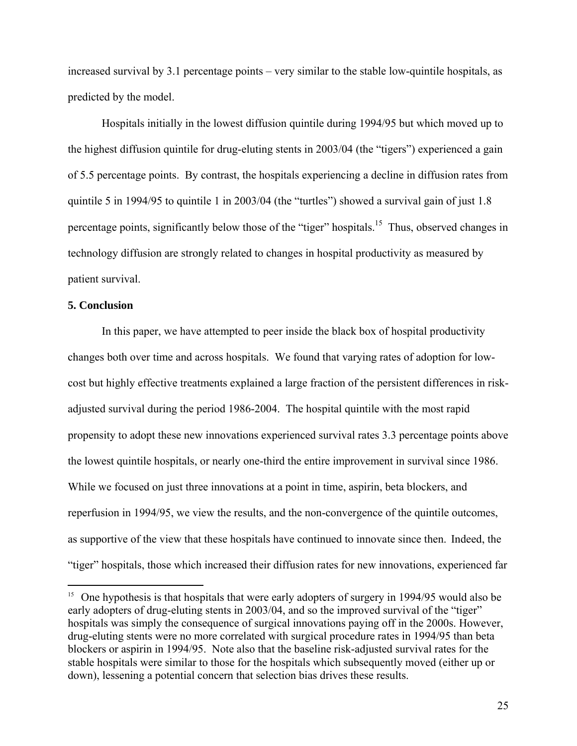increased survival by 3.1 percentage points – very similar to the stable low-quintile hospitals, as predicted by the model.

Hospitals initially in the lowest diffusion quintile during 1994/95 but which moved up to the highest diffusion quintile for drug-eluting stents in 2003/04 (the "tigers") experienced a gain of 5.5 percentage points. By contrast, the hospitals experiencing a decline in diffusion rates from quintile 5 in 1994/95 to quintile 1 in 2003/04 (the "turtles") showed a survival gain of just 1.8 percentage points, significantly below those of the "tiger" hospitals.[15] Thus, observed changes in technology diffusion are strongly related to changes in hospital productivity as measured by patient survival.

**5. Conclusion**

In this paper, we have attempted to peer inside the black box of hospital productivity changes both over time and across hospitals. We found that varying rates of adoption for low-cost but highly effective treatments explained a large fraction of the persistent differences in risk-adjusted survival during the period 1986-2004. The hospital quintile with the most rapid propensity to adopt these new innovations experienced survival rates 3.3 percentage points above the lowest quintile hospitals, or nearly one-third the entire improvement in survival since 1986. While we focused on just three innovations at a point in time, aspirin, beta blockers, and reperfusion in 1994/95, we view the results, and the non-convergence of the quintile outcomes, as supportive of the view that these hospitals have continued to innovate since then. Indeed, the "tiger" hospitals, those which increased their diffusion rates for new innovations, experienced far

---

[15] One hypothesis is that hospitals that were early adopters of surgery in 1994/95 would also be early adopters of drug-eluting stents in 2003/04, and so the improved survival of the "tiger" hospitals was simply the consequence of surgical innovations paying off in the 2000s. However, drug-eluting stents were no more correlated with surgical procedure rates in 1994/95 than beta blockers or aspirin in 1994/95. Note also that the baseline risk-adjusted survival rates for the stable hospitals were similar to those for the hospitals which subsequently moved (either up or down), lessening a potential concern that selection bias drives these results.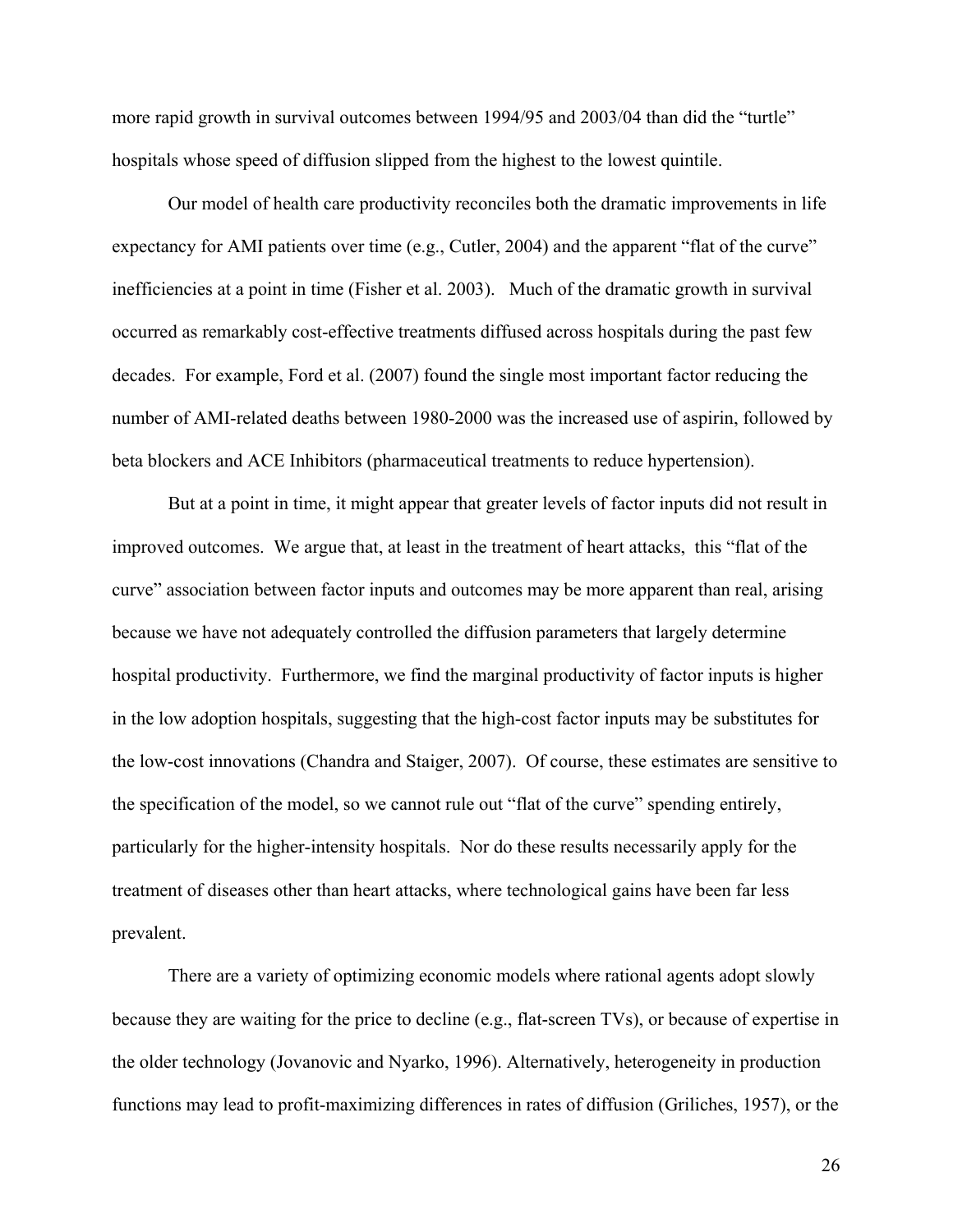more rapid growth in survival outcomes between 1994/95 and 2003/04 than did the "turtle" hospitals whose speed of diffusion slipped from the highest to the lowest quintile.

Our model of health care productivity reconciles both the dramatic improvements in life expectancy for AMI patients over time (e.g., Cutler, 2004) and the apparent "flat of the curve" inefficiencies at a point in time (Fisher et al. 2003). Much of the dramatic growth in survival occurred as remarkably cost-effective treatments diffused across hospitals during the past few decades. For example, Ford et al. (2007) found the single most important factor reducing the number of AMI-related deaths between 1980-2000 was the increased use of aspirin, followed by beta blockers and ACE Inhibitors (pharmaceutical treatments to reduce hypertension).

But at a point in time, it might appear that greater levels of factor inputs did not result in improved outcomes. We argue that, at least in the treatment of heart attacks, this "flat of the curve" association between factor inputs and outcomes may be more apparent than real, arising because we have not adequately controlled the diffusion parameters that largely determine hospital productivity. Furthermore, we find the marginal productivity of factor inputs is higher in the low adoption hospitals, suggesting that the high-cost factor inputs may be substitutes for the low-cost innovations (Chandra and Staiger, 2007). Of course, these estimates are sensitive to the specification of the model, so we cannot rule out "flat of the curve" spending entirely, particularly for the higher-intensity hospitals. Nor do these results necessarily apply for the treatment of diseases other than heart attacks, where technological gains have been far less prevalent.

There are a variety of optimizing economic models where rational agents adopt slowly because they are waiting for the price to decline (e.g., flat-screen TVs), or because of expertise in the older technology (Jovanovic and Nyarko, 1996). Alternatively, heterogeneity in production functions may lead to profit-maximizing differences in rates of diffusion (Griliches, 1957), or the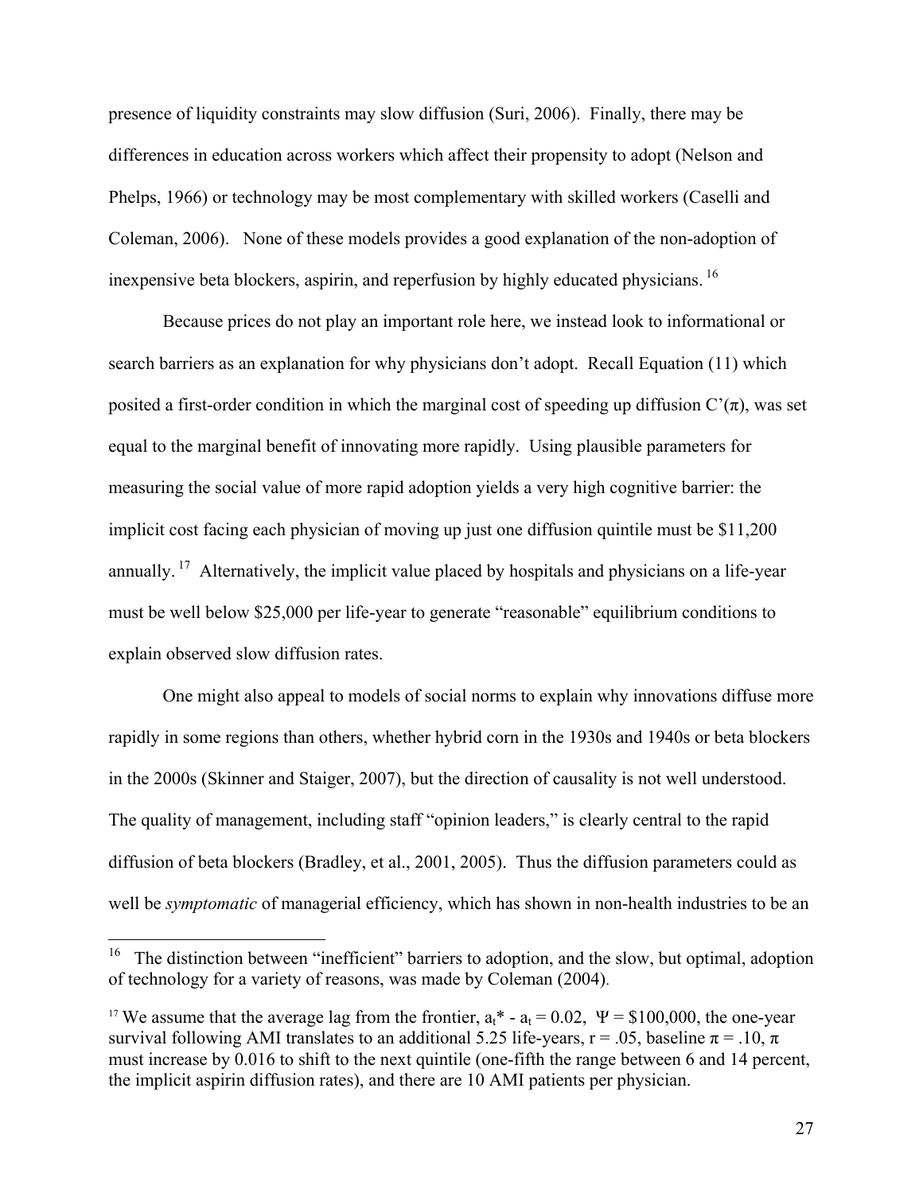presence of liquidity constraints may slow diffusion (Suri, 2006). Finally, there may be differences in education across workers which affect their propensity to adopt (Nelson and Phelps, 1966) or technology may be most complementary with skilled workers (Caselli and Coleman, 2006). None of these models provides a good explanation of the non-adoption of inexpensive beta blockers, aspirin, and reperfusion by highly educated physicians. [16]

Because prices do not play an important role here, we instead look to informational or search barriers as an explanation for why physicians don't adopt. Recall Equation (11) which posited a first-order condition in which the marginal cost of speeding up diffusion $C'(\pi)$, was set equal to the marginal benefit of innovating more rapidly. Using plausible parameters for measuring the social value of more rapid adoption yields a very high cognitive barrier: the implicit cost facing each physician of moving up just one diffusion quintile must be \$11,200 annually. [17] Alternatively, the implicit value placed by hospitals and physicians on a life-year must be well below \$25,000 per life-year to generate "reasonable" equilibrium conditions to explain observed slow diffusion rates.

One might also appeal to models of social norms to explain why innovations diffuse more rapidly in some regions than others, whether hybrid corn in the 1930s and 1940s or beta blockers in the 2000s (Skinner and Staiger, 2007), but the direction of causality is not well understood. The quality of management, including staff "opinion leaders," is clearly central to the rapid diffusion of beta blockers (Bradley, et al., 2001, 2005). Thus the diffusion parameters could as well be *symptomatic* of managerial efficiency, which has shown in non-health industries to be an

---

[16] The distinction between "inefficient" barriers to adoption, and the slow, but optimal, adoption of technology for a variety of reasons, was made by Coleman (2004).

[17] We assume that the average lag from the frontier, $a_t^* - a_t = 0.02$, $\Psi = \$100{,}000$, the one-year survival following AMI translates to an additional 5.25 life-years, $r = .05$, baseline $\pi = .10$, $\pi$ must increase by 0.016 to shift to the next quintile (one-fifth the range between 6 and 14 percent, the implicit aspirin diffusion rates), and there are 10 AMI patients per physician.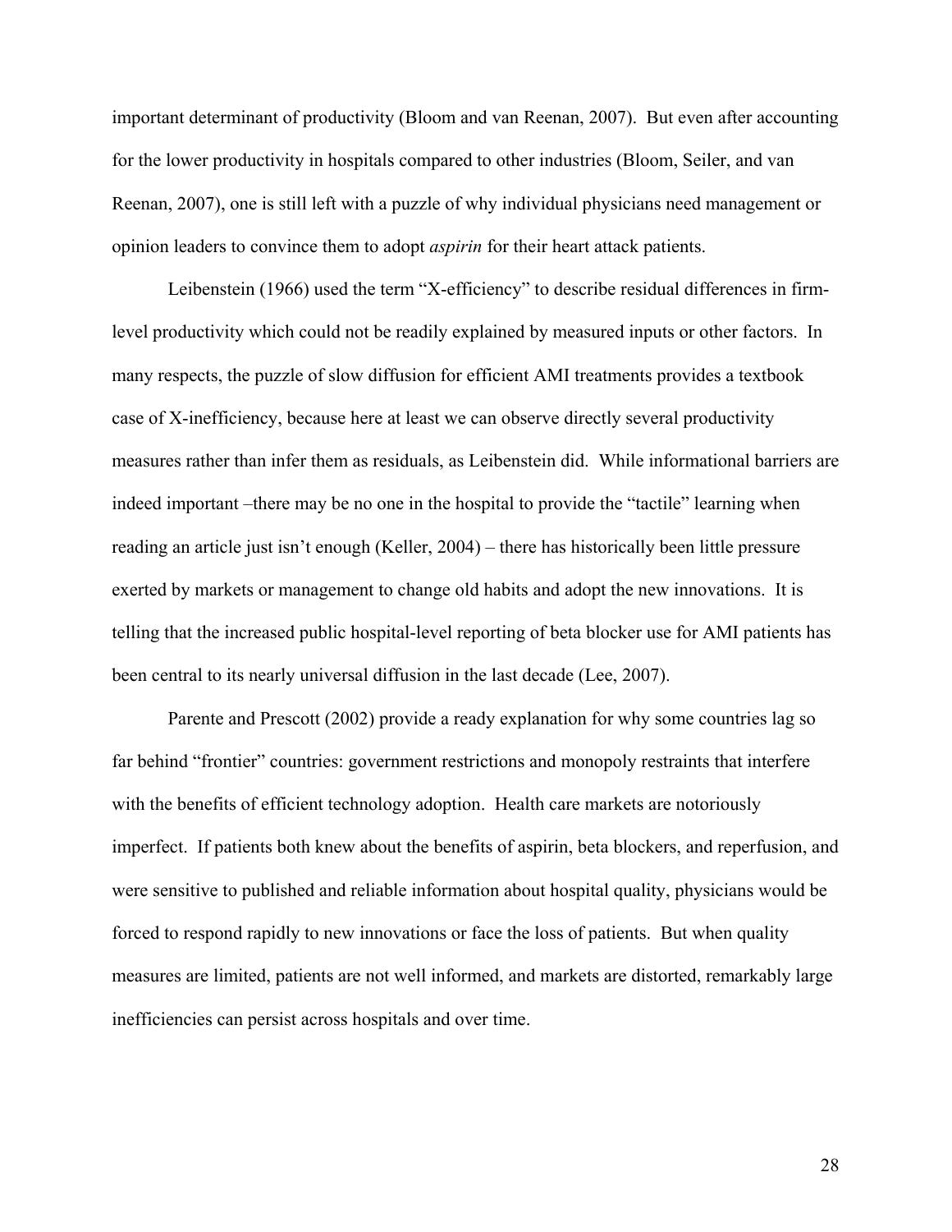important determinant of productivity (Bloom and van Reenan, 2007). But even after accounting for the lower productivity in hospitals compared to other industries (Bloom, Seiler, and van Reenan, 2007), one is still left with a puzzle of why individual physicians need management or opinion leaders to convince them to adopt *aspirin* for their heart attack patients.

Leibenstein (1966) used the term "X-efficiency" to describe residual differences in firm-level productivity which could not be readily explained by measured inputs or other factors. In many respects, the puzzle of slow diffusion for efficient AMI treatments provides a textbook case of X-inefficiency, because here at least we can observe directly several productivity measures rather than infer them as residuals, as Leibenstein did. While informational barriers are indeed important –there may be no one in the hospital to provide the "tactile" learning when reading an article just isn't enough (Keller, 2004) – there has historically been little pressure exerted by markets or management to change old habits and adopt the new innovations. It is telling that the increased public hospital-level reporting of beta blocker use for AMI patients has been central to its nearly universal diffusion in the last decade (Lee, 2007).

Parente and Prescott (2002) provide a ready explanation for why some countries lag so far behind "frontier" countries: government restrictions and monopoly restraints that interfere with the benefits of efficient technology adoption. Health care markets are notoriously imperfect. If patients both knew about the benefits of aspirin, beta blockers, and reperfusion, and were sensitive to published and reliable information about hospital quality, physicians would be forced to respond rapidly to new innovations or face the loss of patients. But when quality measures are limited, patients are not well informed, and markets are distorted, remarkably large inefficiencies can persist across hospitals and over time.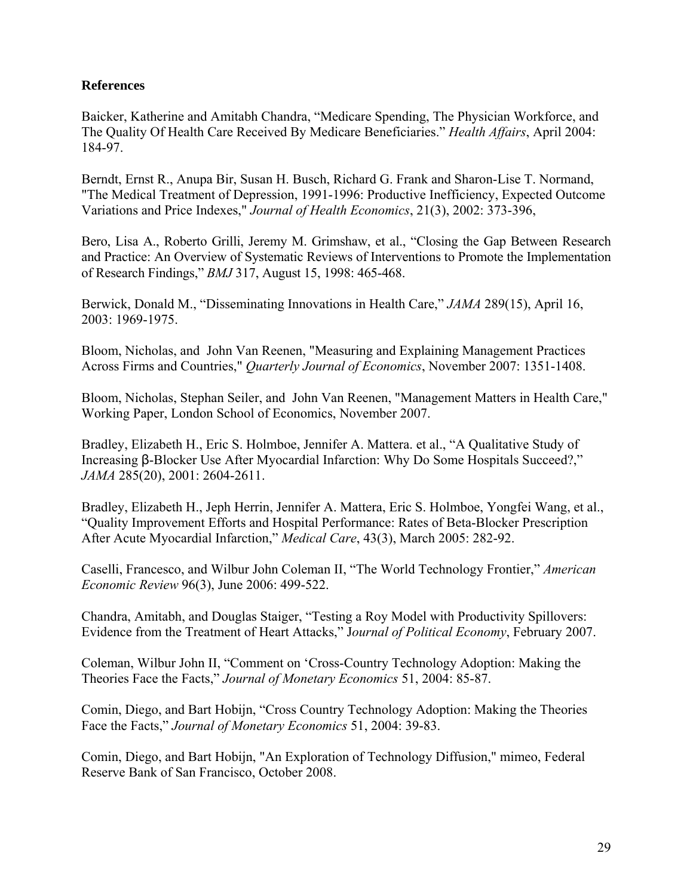**References**

Baicker, Katherine and Amitabh Chandra, “Medicare Spending, The Physician Workforce, and The Quality Of Health Care Received By Medicare Beneficiaries.” *Health Affairs*, April 2004: 184-97.

Berndt, Ernst R., Anupa Bir, Susan H. Busch, Richard G. Frank and Sharon-Lise T. Normand, "The Medical Treatment of Depression, 1991-1996: Productive Inefficiency, Expected Outcome Variations and Price Indexes," *Journal of Health Economics*, 21(3), 2002: 373-396,

Bero, Lisa A., Roberto Grilli, Jeremy M. Grimshaw, et al., “Closing the Gap Between Research and Practice: An Overview of Systematic Reviews of Interventions to Promote the Implementation of Research Findings,” *BMJ* 317, August 15, 1998: 465-468.

Berwick, Donald M., “Disseminating Innovations in Health Care,” *JAMA* 289(15), April 16, 2003: 1969-1975.

Bloom, Nicholas, and John Van Reenen, "Measuring and Explaining Management Practices Across Firms and Countries," *Quarterly Journal of Economics*, November 2007: 1351-1408.

Bloom, Nicholas, Stephan Seiler, and John Van Reenen, "Management Matters in Health Care," Working Paper, London School of Economics, November 2007.

Bradley, Elizabeth H., Eric S. Holmboe, Jennifer A. Mattera. et al., “A Qualitative Study of Increasing β-Blocker Use After Myocardial Infarction: Why Do Some Hospitals Succeed?,” *JAMA* 285(20), 2001: 2604-2611.

Bradley, Elizabeth H., Jeph Herrin, Jennifer A. Mattera, Eric S. Holmboe, Yongfei Wang, et al., “Quality Improvement Efforts and Hospital Performance: Rates of Beta-Blocker Prescription After Acute Myocardial Infarction,” *Medical Care*, 43(3), March 2005: 282-92.

Caselli, Francesco, and Wilbur John Coleman II, “The World Technology Frontier,” *American Economic Review* 96(3), June 2006: 499-522.

Chandra, Amitabh, and Douglas Staiger, “Testing a Roy Model with Productivity Spillovers: Evidence from the Treatment of Heart Attacks,” J*ournal of Political Economy*, February 2007.

Coleman, Wilbur John II, “Comment on ‘Cross-Country Technology Adoption: Making the Theories Face the Facts,” *Journal of Monetary Economics* 51, 2004: 85-87.

Comin, Diego, and Bart Hobijn, “Cross Country Technology Adoption: Making the Theories Face the Facts,” *Journal of Monetary Economics* 51, 2004: 39-83.

Comin, Diego, and Bart Hobijn, "An Exploration of Technology Diffusion," mimeo, Federal Reserve Bank of San Francisco, October 2008.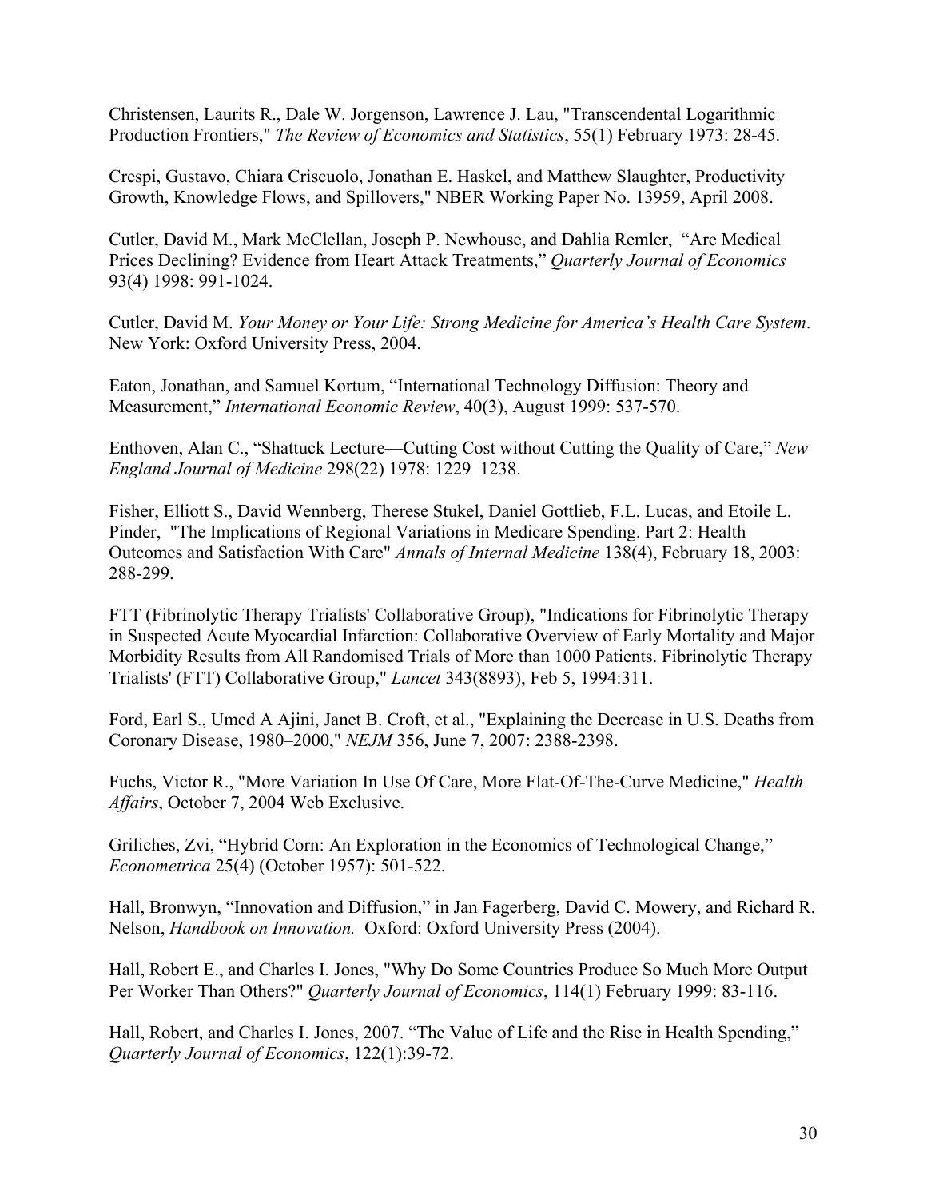Christensen, Laurits R., Dale W. Jorgenson, Lawrence J. Lau, "Transcendental Logarithmic Production Frontiers," *The Review of Economics and Statistics*, 55(1) February 1973: 28-45.

Crespi, Gustavo, Chiara Criscuolo, Jonathan E. Haskel, and Matthew Slaughter, Productivity Growth, Knowledge Flows, and Spillovers," NBER Working Paper No. 13959, April 2008.

Cutler, David M., Mark McClellan, Joseph P. Newhouse, and Dahlia Remler, "Are Medical Prices Declining? Evidence from Heart Attack Treatments," *Quarterly Journal of Economics* 93(4) 1998: 991-1024.

Cutler, David M. *Your Money or Your Life: Strong Medicine for America's Health Care System*. New York: Oxford University Press, 2004.

Eaton, Jonathan, and Samuel Kortum, "International Technology Diffusion: Theory and Measurement," *International Economic Review*, 40(3), August 1999: 537-570.

Enthoven, Alan C., "Shattuck Lecture—Cutting Cost without Cutting the Quality of Care," *New England Journal of Medicine* 298(22) 1978: 1229–1238.

Fisher, Elliott S., David Wennberg, Therese Stukel, Daniel Gottlieb, F.L. Lucas, and Etoile L. Pinder, "The Implications of Regional Variations in Medicare Spending. Part 2: Health Outcomes and Satisfaction With Care" *Annals of Internal Medicine* 138(4), February 18, 2003: 288-299.

FTT (Fibrinolytic Therapy Trialists' Collaborative Group), "Indications for Fibrinolytic Therapy in Suspected Acute Myocardial Infarction: Collaborative Overview of Early Mortality and Major Morbidity Results from All Randomised Trials of More than 1000 Patients. Fibrinolytic Therapy Trialists' (FTT) Collaborative Group," *Lancet* 343(8893), Feb 5, 1994:311.

Ford, Earl S., Umed A Ajini, Janet B. Croft, et al., "Explaining the Decrease in U.S. Deaths from Coronary Disease, 1980–2000," *NEJM* 356, June 7, 2007: 2388-2398.

Fuchs, Victor R., "More Variation In Use Of Care, More Flat-Of-The-Curve Medicine," *Health Affairs*, October 7, 2004 Web Exclusive.

Griliches, Zvi, "Hybrid Corn: An Exploration in the Economics of Technological Change," *Econometrica* 25(4) (October 1957): 501-522.

Hall, Bronwyn, "Innovation and Diffusion," in Jan Fagerberg, David C. Mowery, and Richard R. Nelson, *Handbook on Innovation.* Oxford: Oxford University Press (2004).

Hall, Robert E., and Charles I. Jones, "Why Do Some Countries Produce So Much More Output Per Worker Than Others?" *Quarterly Journal of Economics*, 114(1) February 1999: 83-116.

Hall, Robert, and Charles I. Jones, 2007. "The Value of Life and the Rise in Health Spending," *Quarterly Journal of Economics*, 122(1):39-72.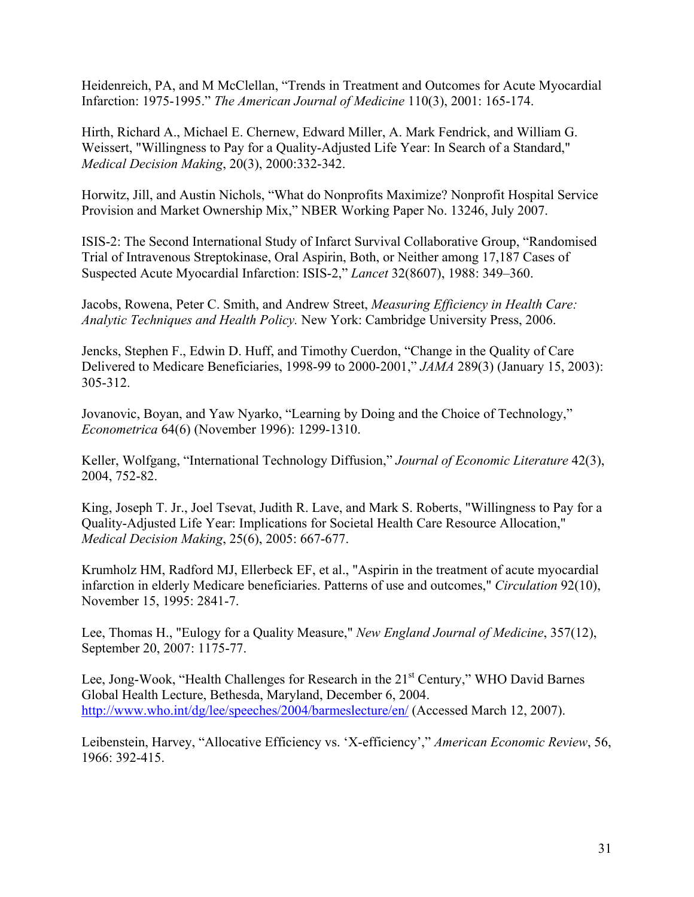Heidenreich, PA, and M McClellan, "Trends in Treatment and Outcomes for Acute Myocardial Infarction: 1975-1995." *The American Journal of Medicine* 110(3), 2001: 165-174.

Hirth, Richard A., Michael E. Chernew, Edward Miller, A. Mark Fendrick, and William G. Weissert, "Willingness to Pay for a Quality-Adjusted Life Year: In Search of a Standard," *Medical Decision Making*, 20(3), 2000:332-342.

Horwitz, Jill, and Austin Nichols, "What do Nonprofits Maximize? Nonprofit Hospital Service Provision and Market Ownership Mix," NBER Working Paper No. 13246, July 2007.

ISIS-2: The Second International Study of Infarct Survival Collaborative Group, "Randomised Trial of Intravenous Streptokinase, Oral Aspirin, Both, or Neither among 17,187 Cases of Suspected Acute Myocardial Infarction: ISIS-2," *Lancet* 32(8607), 1988: 349–360.

Jacobs, Rowena, Peter C. Smith, and Andrew Street, *Measuring Efficiency in Health Care: Analytic Techniques and Health Policy.* New York: Cambridge University Press, 2006.

Jencks, Stephen F., Edwin D. Huff, and Timothy Cuerdon, "Change in the Quality of Care Delivered to Medicare Beneficiaries, 1998-99 to 2000-2001," *JAMA* 289(3) (January 15, 2003): 305-312.

Jovanovic, Boyan, and Yaw Nyarko, "Learning by Doing and the Choice of Technology," *Econometrica* 64(6) (November 1996): 1299-1310.

Keller, Wolfgang, "International Technology Diffusion," *Journal of Economic Literature* 42(3), 2004, 752-82.

King, Joseph T. Jr., Joel Tsevat, Judith R. Lave, and Mark S. Roberts, "Willingness to Pay for a Quality-Adjusted Life Year: Implications for Societal Health Care Resource Allocation," *Medical Decision Making*, 25(6), 2005: 667-677.

Krumholz HM, Radford MJ, Ellerbeck EF, et al., "Aspirin in the treatment of acute myocardial infarction in elderly Medicare beneficiaries. Patterns of use and outcomes," *Circulation* 92(10), November 15, 1995: 2841-7.

Lee, Thomas H., "Eulogy for a Quality Measure," *New England Journal of Medicine*, 357(12), September 20, 2007: 1175-77.

Lee, Jong-Wook, "Health Challenges for Research in the 21st Century," WHO David Barnes Global Health Lecture, Bethesda, Maryland, December 6, 2004. http://www.who.int/dg/lee/speeches/2004/barmeslecture/en/ (Accessed March 12, 2007).

Leibenstein, Harvey, "Allocative Efficiency vs. 'X-efficiency'," *American Economic Review*, 56, 1966: 392-415.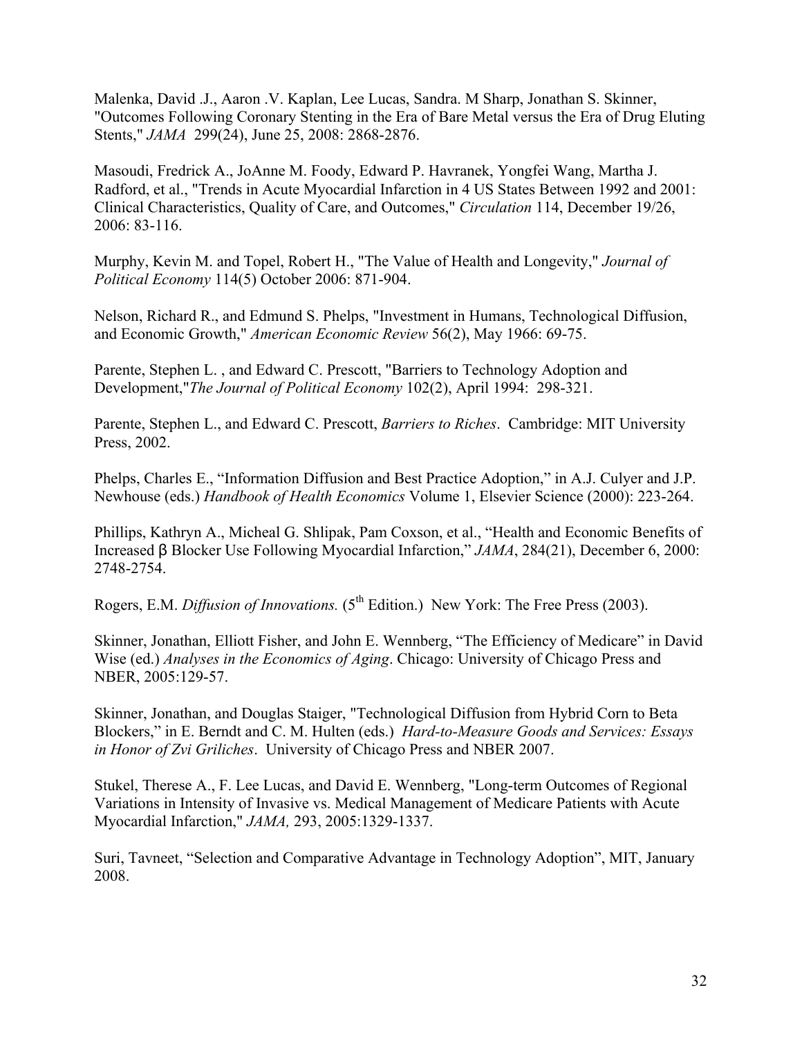Malenka, David .J., Aaron .V. Kaplan, Lee Lucas, Sandra. M Sharp, Jonathan S. Skinner, "Outcomes Following Coronary Stenting in the Era of Bare Metal versus the Era of Drug Eluting Stents," *JAMA* 299(24), June 25, 2008: 2868-2876.

Masoudi, Fredrick A., JoAnne M. Foody, Edward P. Havranek, Yongfei Wang, Martha J. Radford, et al., "Trends in Acute Myocardial Infarction in 4 US States Between 1992 and 2001: Clinical Characteristics, Quality of Care, and Outcomes," *Circulation* 114, December 19/26, 2006: 83-116.

Murphy, Kevin M. and Topel, Robert H., "The Value of Health and Longevity," *Journal of Political Economy* 114(5) October 2006: 871-904.

Nelson, Richard R., and Edmund S. Phelps, "Investment in Humans, Technological Diffusion, and Economic Growth," *American Economic Review* 56(2), May 1966: 69-75.

Parente, Stephen L. , and Edward C. Prescott, "Barriers to Technology Adoption and Development,"*The Journal of Political Economy* 102(2), April 1994: 298-321.

Parente, Stephen L., and Edward C. Prescott, *Barriers to Riches*. Cambridge: MIT University Press, 2002.

Phelps, Charles E., "Information Diffusion and Best Practice Adoption," in A.J. Culyer and J.P. Newhouse (eds.) *Handbook of Health Economics* Volume 1, Elsevier Science (2000): 223-264.

Phillips, Kathryn A., Micheal G. Shlipak, Pam Coxson, et al., "Health and Economic Benefits of Increased β Blocker Use Following Myocardial Infarction," *JAMA*, 284(21), December 6, 2000: 2748-2754.

Rogers, E.M. *Diffusion of Innovations.* (5th Edition.) New York: The Free Press (2003).

Skinner, Jonathan, Elliott Fisher, and John E. Wennberg, "The Efficiency of Medicare" in David Wise (ed.) *Analyses in the Economics of Aging*. Chicago: University of Chicago Press and NBER, 2005:129-57.

Skinner, Jonathan, and Douglas Staiger, "Technological Diffusion from Hybrid Corn to Beta Blockers," in E. Berndt and C. M. Hulten (eds.) *Hard-to-Measure Goods and Services: Essays in Honor of Zvi Griliches*. University of Chicago Press and NBER 2007.

Stukel, Therese A., F. Lee Lucas, and David E. Wennberg, "Long-term Outcomes of Regional Variations in Intensity of Invasive vs. Medical Management of Medicare Patients with Acute Myocardial Infarction," *JAMA,* 293, 2005:1329-1337.

Suri, Tavneet, "Selection and Comparative Advantage in Technology Adoption", MIT, January 2008.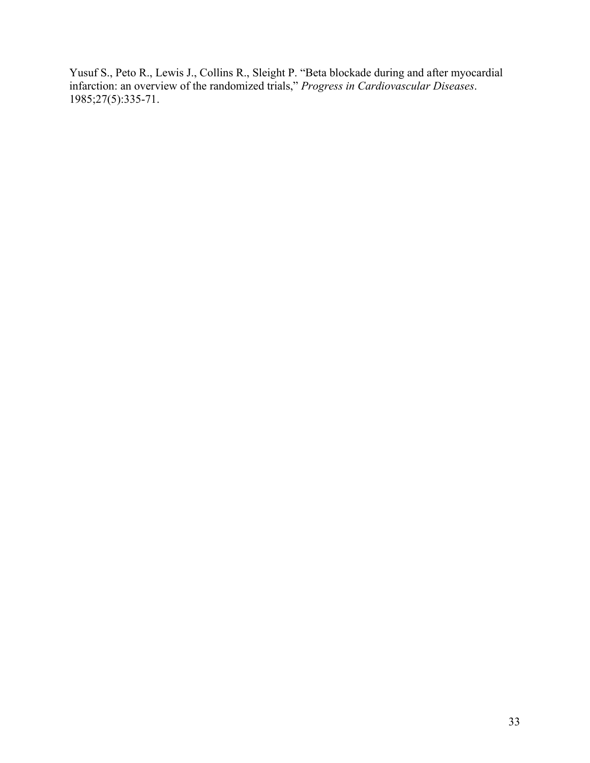Yusuf S., Peto R., Lewis J., Collins R., Sleight P. "Beta blockade during and after myocardial infarction: an overview of the randomized trials," *Progress in Cardiovascular Diseases*. 1985;27(5):335-71.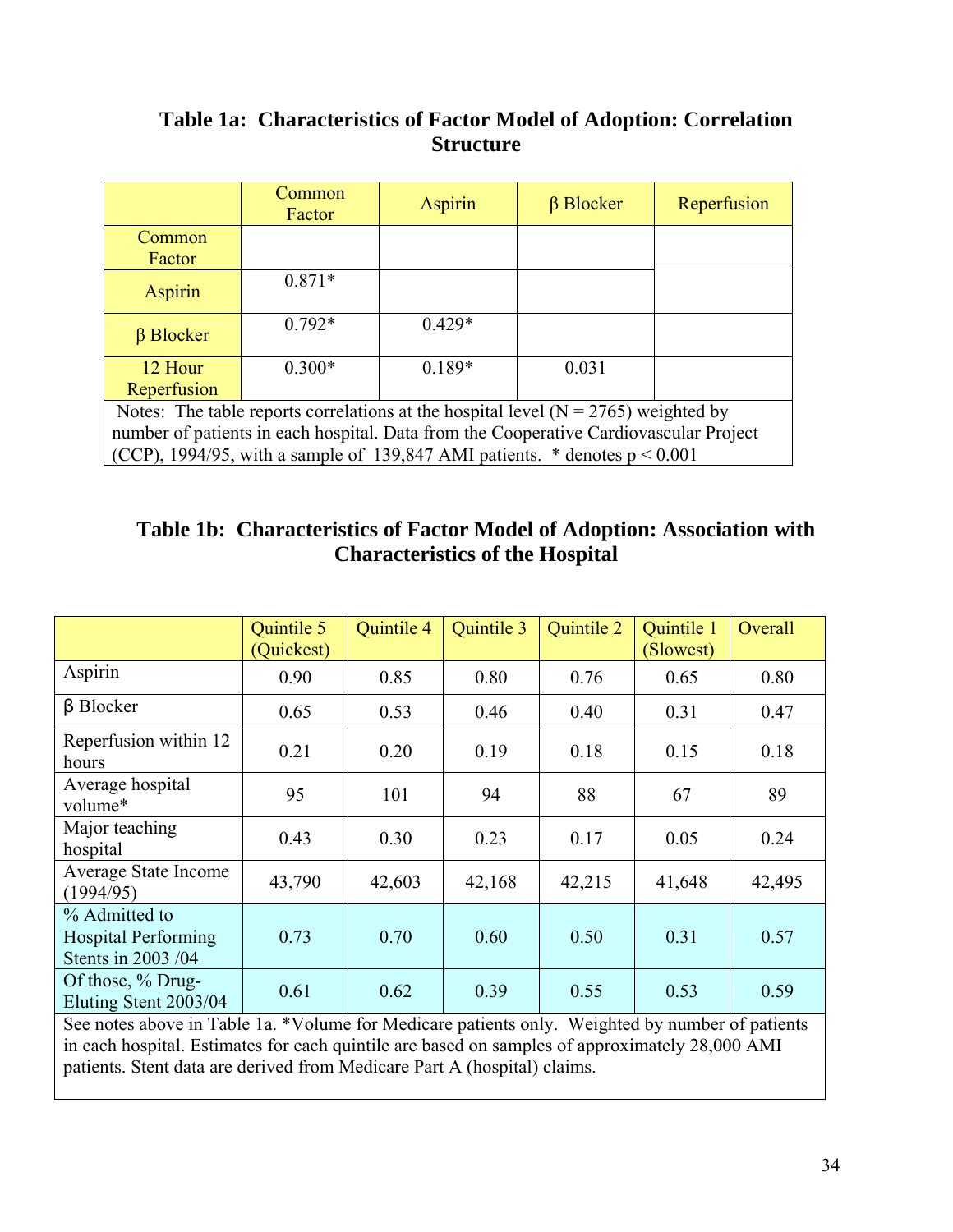## Table 1a: Characteristics of Factor Model of Adoption: Correlation Structure

| | Common Factor | Aspirin | β Blocker | Reperfusion |
|---|---|---|---|---|
| Common Factor | | | | |
| Aspirin | 0.871* | | | |
| β Blocker | 0.792* | 0.429* | | |
| 12 Hour Reperfusion | 0.300* | 0.189* | 0.031 | |

Notes: The table reports correlations at the hospital level (N = 2765) weighted by number of patients in each hospital. Data from the Cooperative Cardiovascular Project (CCP), 1994/95, with a sample of 139,847 AMI patients. * denotes p < 0.001

## Table 1b: Characteristics of Factor Model of Adoption: Association with Characteristics of the Hospital

| | Quintile 5 (Quickest) | Quintile 4 | Quintile 3 | Quintile 2 | Quintile 1 (Slowest) | Overall |
|---|---|---|---|---|---|---|
| Aspirin | 0.90 | 0.85 | 0.80 | 0.76 | 0.65 | 0.80 |
| β Blocker | 0.65 | 0.53 | 0.46 | 0.40 | 0.31 | 0.47 |
| Reperfusion within 12 hours | 0.21 | 0.20 | 0.19 | 0.18 | 0.15 | 0.18 |
| Average hospital volume* | 95 | 101 | 94 | 88 | 67 | 89 |
| Major teaching hospital | 0.43 | 0.30 | 0.23 | 0.17 | 0.05 | 0.24 |
| Average State Income (1994/95) | 43,790 | 42,603 | 42,168 | 42,215 | 41,648 | 42,495 |
| % Admitted to Hospital Performing Stents in 2003 /04 | 0.73 | 0.70 | 0.60 | 0.50 | 0.31 | 0.57 |
| Of those, % Drug-Eluting Stent 2003/04 | 0.61 | 0.62 | 0.39 | 0.55 | 0.53 | 0.59 |

See notes above in Table 1a. *Volume for Medicare patients only. Weighted by number of patients in each hospital. Estimates for each quintile are based on samples of approximately 28,000 AMI patients. Stent data are derived from Medicare Part A (hospital) claims.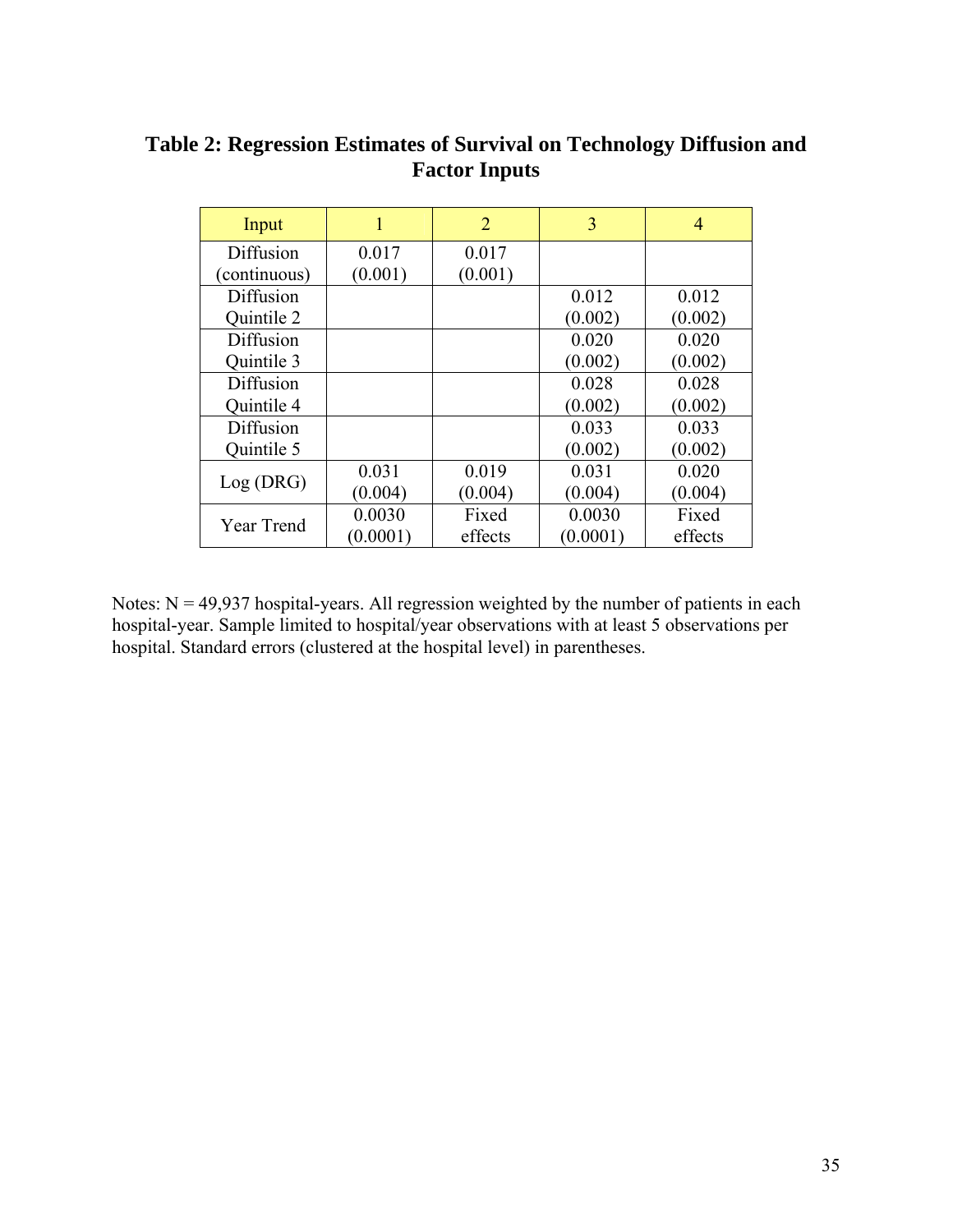## Table 2: Regression Estimates of Survival on Technology Diffusion and Factor Inputs

| Input | 1 | 2 | 3 | 4 |
|---|---|---|---|---|
| Diffusion (continuous) | 0.017 (0.001) | 0.017 (0.001) | | |
| Diffusion Quintile 2 | | | 0.012 (0.002) | 0.012 (0.002) |
| Diffusion Quintile 3 | | | 0.020 (0.002) | 0.020 (0.002) |
| Diffusion Quintile 4 | | | 0.028 (0.002) | 0.028 (0.002) |
| Diffusion Quintile 5 | | | 0.033 (0.002) | 0.033 (0.002) |
| Log (DRG) | 0.031 (0.004) | 0.019 (0.004) | 0.031 (0.004) | 0.020 (0.004) |
| Year Trend | 0.0030 (0.0001) | Fixed effects | 0.0030 (0.0001) | Fixed effects |

Notes: N = 49,937 hospital-years. All regression weighted by the number of patients in each hospital-year. Sample limited to hospital/year observations with at least 5 observations per hospital. Standard errors (clustered at the hospital level) in parentheses.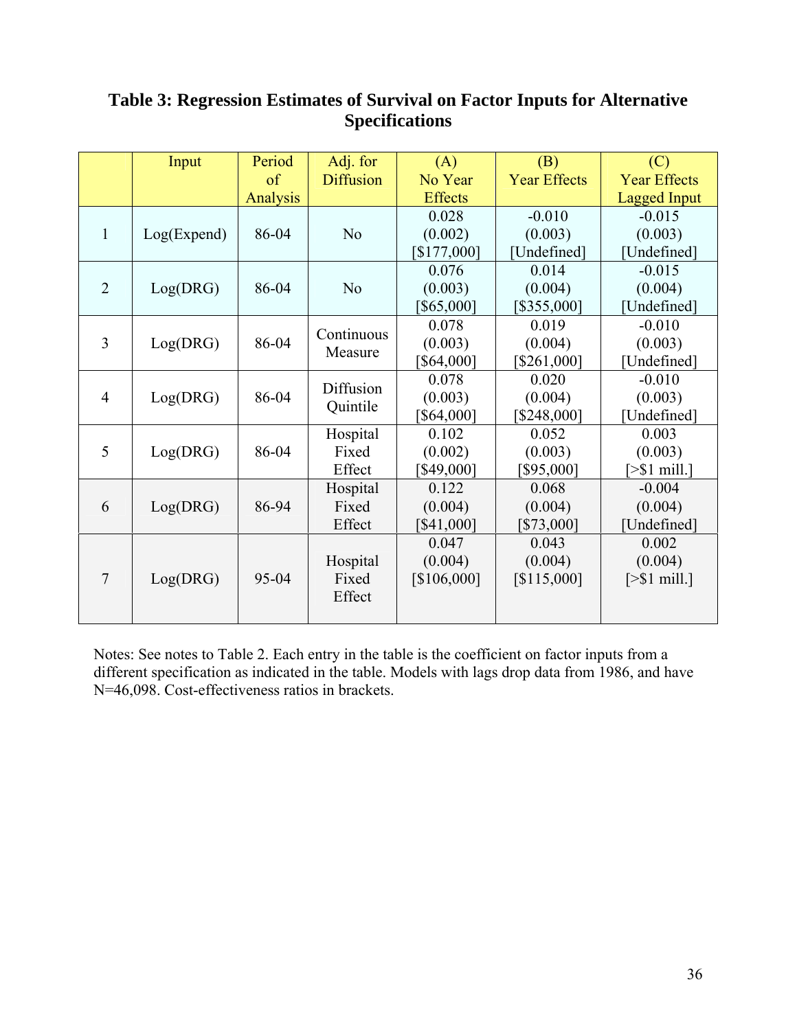**Table 3: Regression Estimates of Survival on Factor Inputs for Alternative Specifications**

| | Input | Period of Analysis | Adj. for Diffusion | (A) No Year Effects | (B) Year Effects | (C) Year Effects Lagged Input |
|---|---|---|---|---|---|---|
| 1 | Log(Expend) | 86-04 | No | 0.028 (0.002) [$177,000] | -0.010 (0.003) [Undefined] | -0.015 (0.003) [Undefined] |
| 2 | Log(DRG) | 86-04 | No | 0.076 (0.003) [$65,000] | 0.014 (0.004) [$355,000] | -0.015 (0.004) [Undefined] |
| 3 | Log(DRG) | 86-04 | Continuous Measure | 0.078 (0.003) [$64,000] | 0.019 (0.004) [$261,000] | -0.010 (0.003) [Undefined] |
| 4 | Log(DRG) | 86-04 | Diffusion Quintile | 0.078 (0.003) [$64,000] | 0.020 (0.004) [$248,000] | -0.010 (0.003) [Undefined] |
| 5 | Log(DRG) | 86-04 | Hospital Fixed Effect | 0.102 (0.002) [$49,000] | 0.052 (0.003) [$95,000] | 0.003 (0.003) [>$1 mill.] |
| 6 | Log(DRG) | 86-94 | Hospital Fixed Effect | 0.122 (0.004) [$41,000] | 0.068 (0.004) [$73,000] | -0.004 (0.004) [Undefined] |
| 7 | Log(DRG) | 95-04 | Hospital Fixed Effect | 0.047 (0.004) [$106,000] | 0.043 (0.004) [$115,000] | 0.002 (0.004) [>$1 mill.] |

Notes: See notes to Table 2. Each entry in the table is the coefficient on factor inputs from a different specification as indicated in the table. Models with lags drop data from 1986, and have N=46,098. Cost-effectiveness ratios in brackets.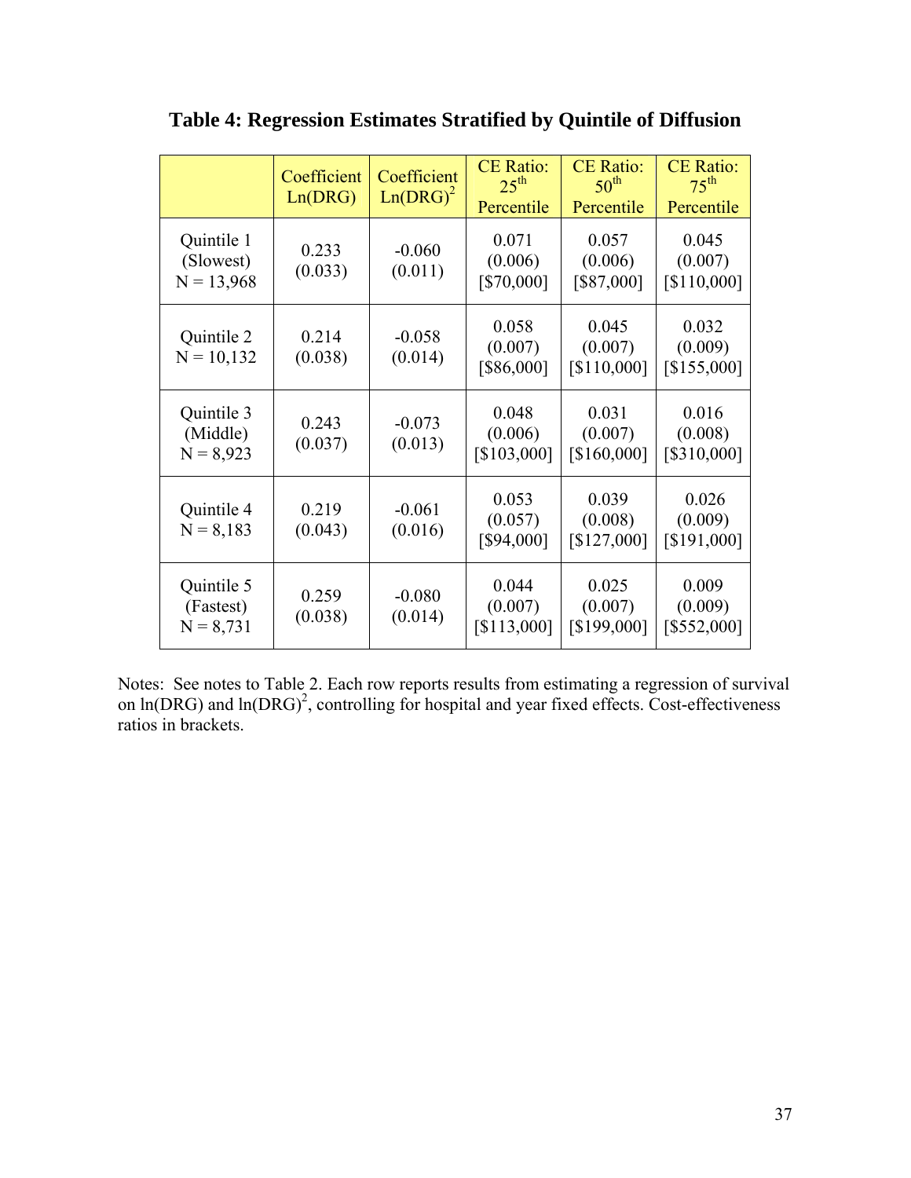**Table 4: Regression Estimates Stratified by Quintile of Diffusion**

| | Coefficient Ln(DRG) | Coefficient $Ln(DRG)^2$ | CE Ratio: 25th Percentile | CE Ratio: 50th Percentile | CE Ratio: 75th Percentile |
|---|---|---|---|---|---|
| Quintile 1 (Slowest) N = 13,968 | 0.233 (0.033) | -0.060 (0.011) | 0.071 (0.006) [$70,000] | 0.057 (0.006) [$87,000] | 0.045 (0.007) [$110,000] |
| Quintile 2 N = 10,132 | 0.214 (0.038) | -0.058 (0.014) | 0.058 (0.007) [$86,000] | 0.045 (0.007) [$110,000] | 0.032 (0.009) [$155,000] |
| Quintile 3 (Middle) N = 8,923 | 0.243 (0.037) | -0.073 (0.013) | 0.048 (0.006) [$103,000] | 0.031 (0.007) [$160,000] | 0.016 (0.008) [$310,000] |
| Quintile 4 N = 8,183 | 0.219 (0.043) | -0.061 (0.016) | 0.053 (0.057) [$94,000] | 0.039 (0.008) [$127,000] | 0.026 (0.009) [$191,000] |
| Quintile 5 (Fastest) N = 8,731 | 0.259 (0.038) | -0.080 (0.014) | 0.044 (0.007) [$113,000] | 0.025 (0.007) [$199,000] | 0.009 (0.009) [$552,000] |

Notes: See notes to Table 2. Each row reports results from estimating a regression of survival on ln(DRG) and $\ln(DRG)^2$, controlling for hospital and year fixed effects. Cost-effectiveness ratios in brackets.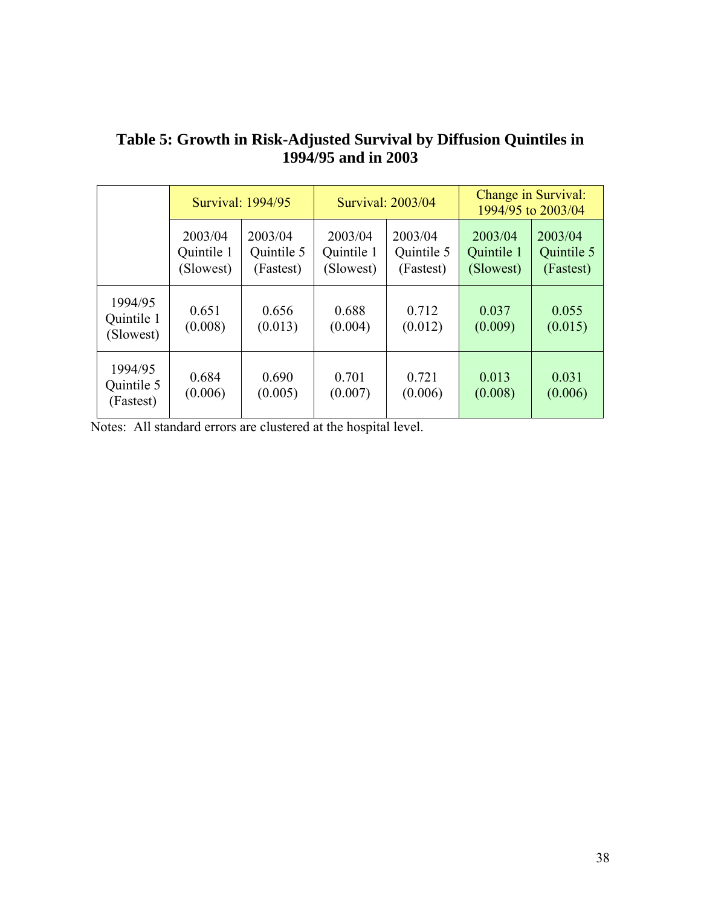**Table 5: Growth in Risk-Adjusted Survival by Diffusion Quintiles in 1994/95 and in 2003**

| | Survival: 1994/95 | | Survival: 2003/04 | | Change in Survival: 1994/95 to 2003/04 | |
|---|---|---|---|---|---|---|
| | 2003/04 Quintile 1 (Slowest) | 2003/04 Quintile 5 (Fastest) | 2003/04 Quintile 1 (Slowest) | 2003/04 Quintile 5 (Fastest) | 2003/04 Quintile 1 (Slowest) | 2003/04 Quintile 5 (Fastest) |
| 1994/95 Quintile 1 (Slowest) | 0.651 (0.008) | 0.656 (0.013) | 0.688 (0.004) | 0.712 (0.012) | 0.037 (0.009) | 0.055 (0.015) |
| 1994/95 Quintile 5 (Fastest) | 0.684 (0.006) | 0.690 (0.005) | 0.701 (0.007) | 0.721 (0.006) | 0.013 (0.008) | 0.031 (0.006) |

Notes: All standard errors are clustered at the hospital level.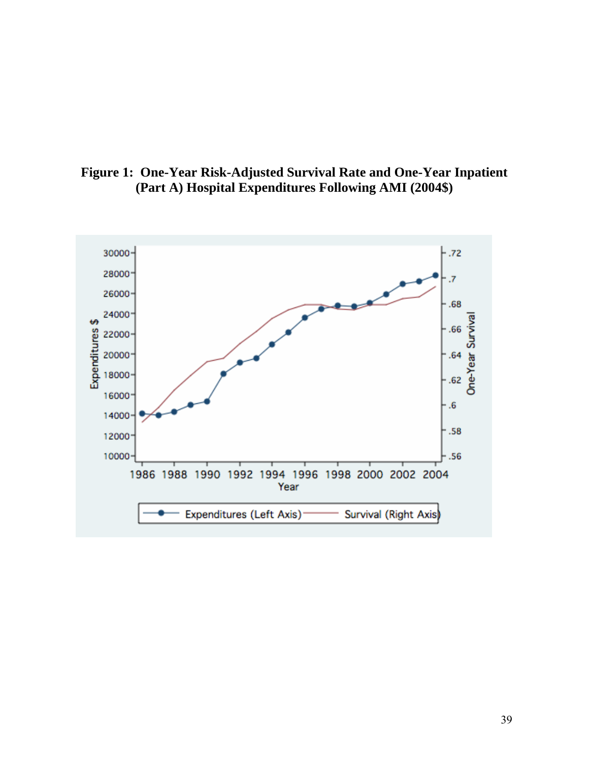**Figure 1: One-Year Risk-Adjusted Survival Rate and One-Year Inpatient (Part A) Hospital Expenditures Following AMI (2004$)**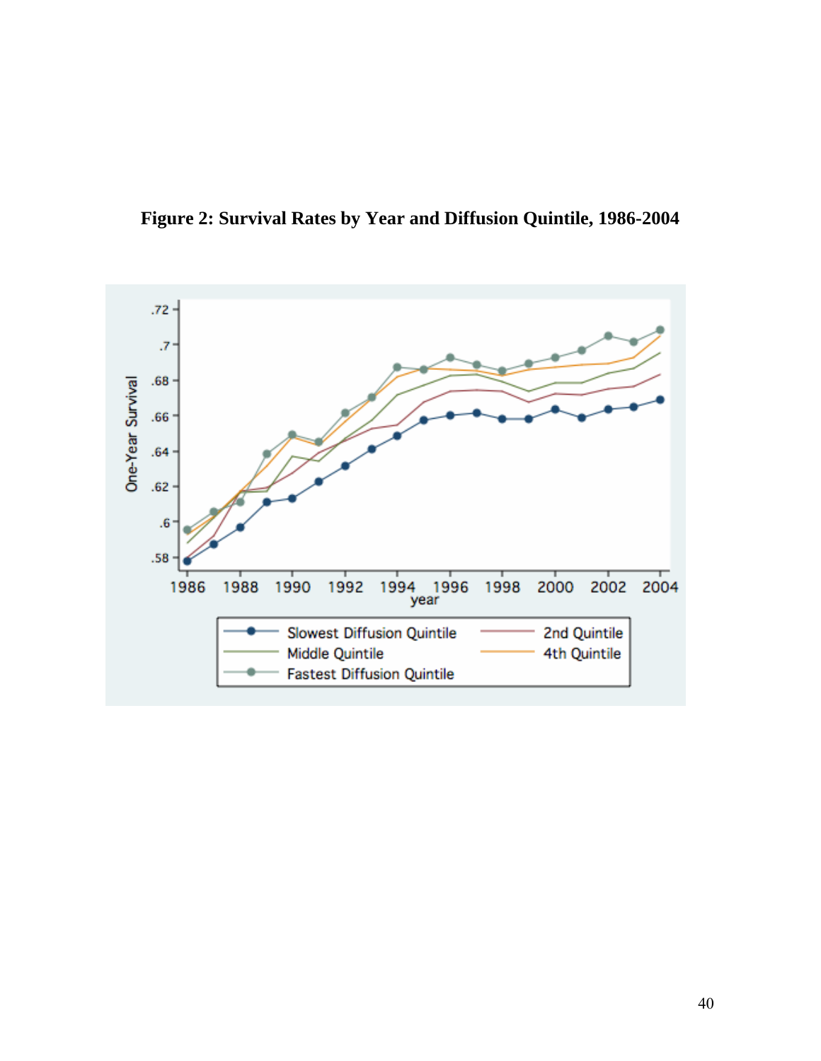**Figure 2: Survival Rates by Year and Diffusion Quintile, 1986-2004**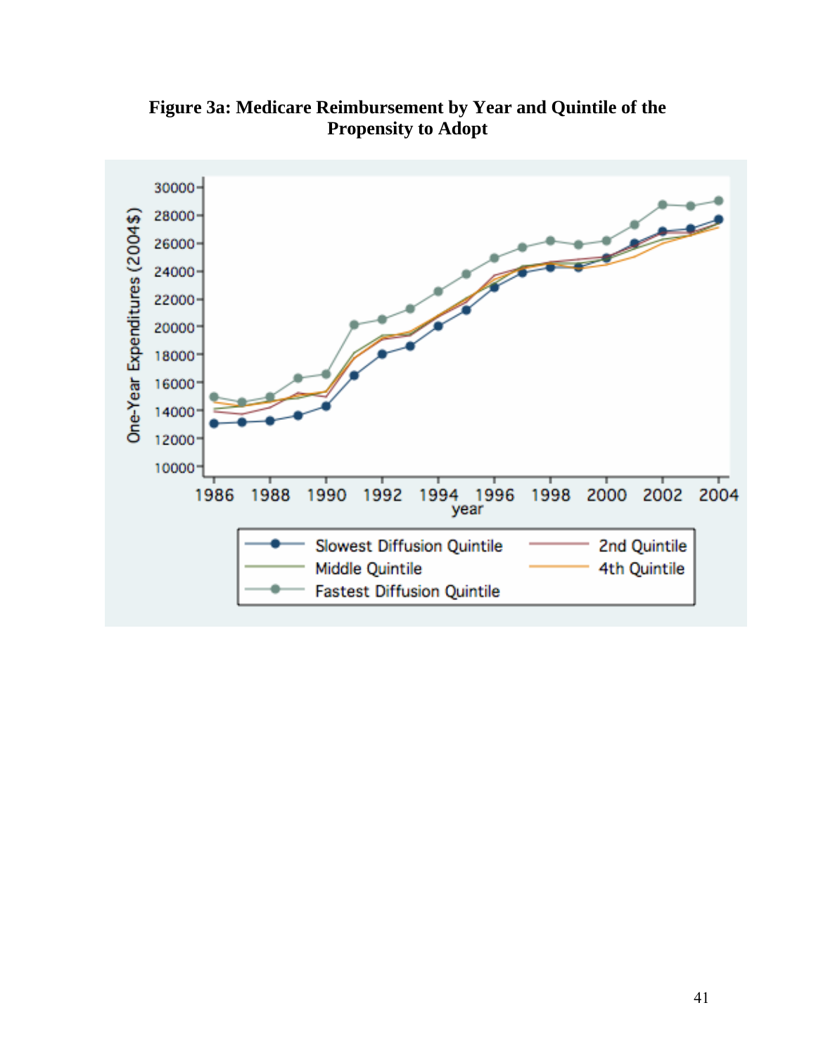**Figure 3a: Medicare Reimbursement by Year and Quintile of the Propensity to Adopt**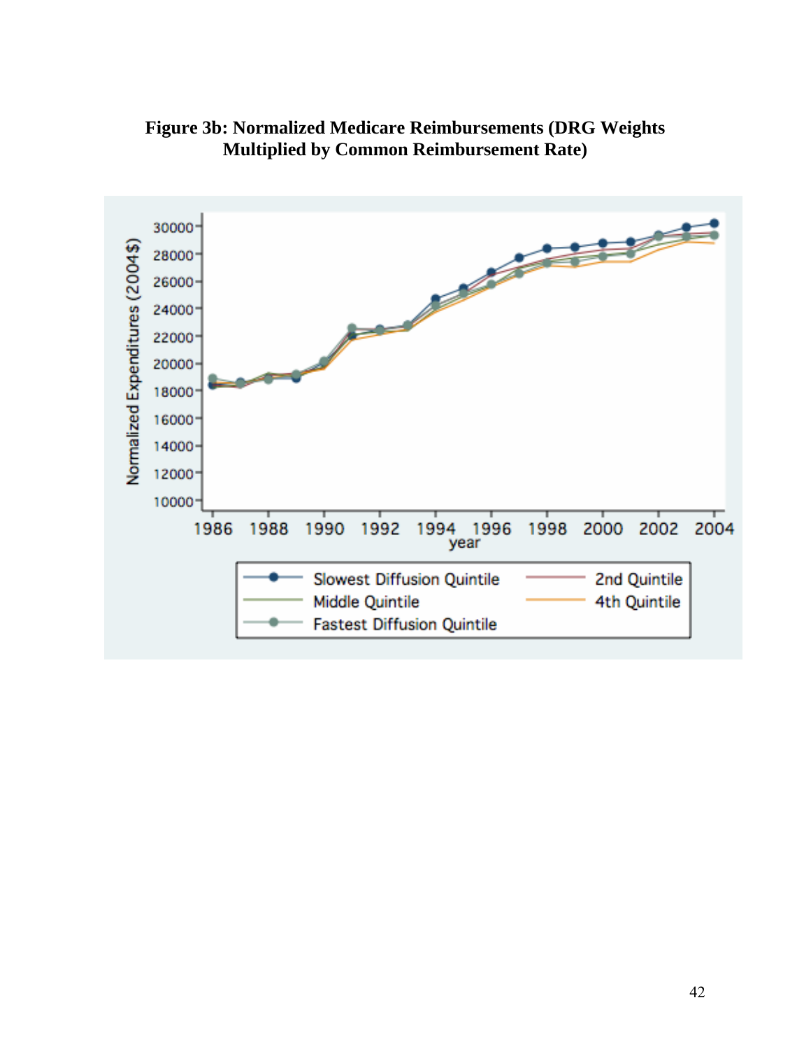**Figure 3b: Normalized Medicare Reimbursements (DRG Weights Multiplied by Common Reimbursement Rate)**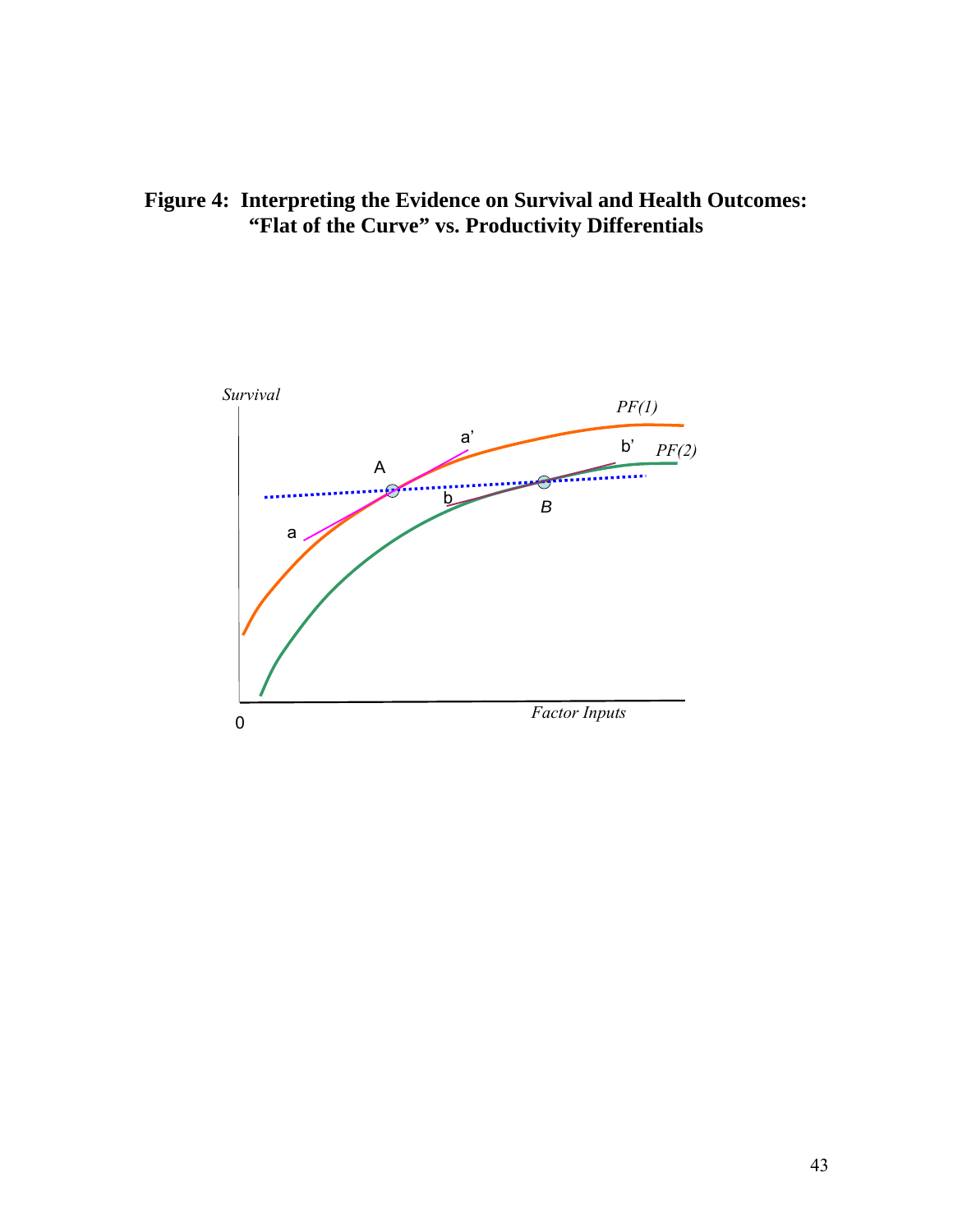**Figure 4: Interpreting the Evidence on Survival and Health Outcomes: "Flat of the Curve" vs. Productivity Differentials**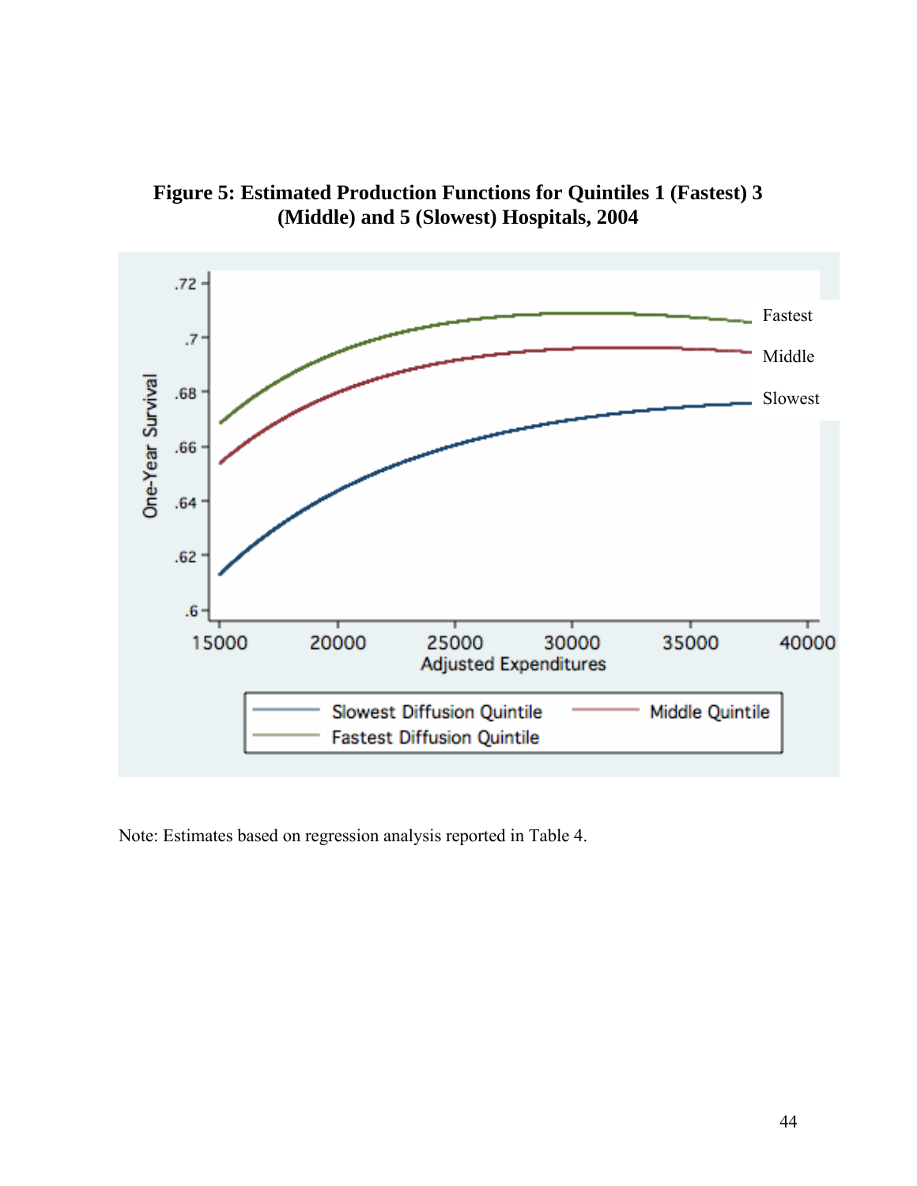**Figure 5: Estimated Production Functions for Quintiles 1 (Fastest) 3 (Middle) and 5 (Slowest) Hospitals, 2004**

Note: Estimates based on regression analysis reported in Table 4.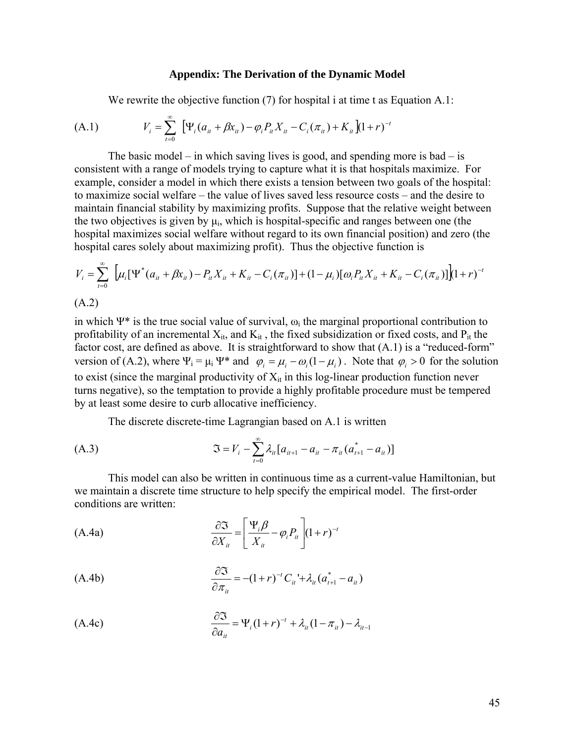### Appendix: The Derivation of the Dynamic Model

We rewrite the objective function (7) for hospital i at time t as Equation A.1:

$$V_i = \sum_{t=0}^{\infty} \left[ \Psi_i (a_{it} + \beta x_{it}) - \varphi_i P_{it} X_{it} - C_i(\pi_{it}) + K_{it} \right] (1+r)^{-t} \tag{A.1}$$

The basic model – in which saving lives is good, and spending more is bad – is consistent with a range of models trying to capture what it is that hospitals maximize. For example, consider a model in which there exists a tension between two goals of the hospital: to maximize social welfare – the value of lives saved less resource costs – and the desire to maintain financial stability by maximizing profits. Suppose that the relative weight between the two objectives is given by $\mu_i$, which is hospital-specific and ranges between one (the hospital maximizes social welfare without regard to its own financial position) and zero (the hospital cares solely about maximizing profit). Thus the objective function is

$$V_i = \sum_{t=0}^{\infty} \left[ \mu_i [\Psi^*(a_{it} + \beta x_{it}) - P_{it} X_{it} + K_{it} - C_i(\pi_{it})] + (1-\mu_i)[\omega_i P_{it} X_{it} + K_{it} - C_i(\pi_{it})] \right] (1+r)^{-t} \tag{A.2}$$

in which $\Psi^*$ is the true social value of survival, $\omega_i$ the marginal proportional contribution to profitability of an incremental $X_{it}$, and $K_{it}$ , the fixed subsidization or fixed costs, and $P_{it}$ the factor cost, are defined as above. It is straightforward to show that (A.1) is a "reduced-form" version of (A.2), where $\Psi_i = \mu_i \Psi^*$ and $\varphi_i = \mu_i - \omega_i(1-\mu_i)$ . Note that $\varphi_i > 0$ for the solution to exist (since the marginal productivity of $X_{it}$ in this log-linear production function never turns negative), so the temptation to provide a highly profitable procedure must be tempered by at least some desire to curb allocative inefficiency.

The discrete discrete-time Lagrangian based on A.1 is written

$$\Im = V_i - \sum_{t=0}^{\infty} \lambda_{it} [a_{it+1} - a_{it} - \pi_{it}(a^*_{t+1} - a_{it})] \tag{A.3}$$

This model can also be written in continuous time as a current-value Hamiltonian, but we maintain a discrete time structure to help specify the empirical model. The first-order conditions are written:

$$\frac{\partial \Im}{\partial X_{it}} = \left[ \frac{\Psi_i \beta}{X_{it}} - \varphi_i P_{it} \right] (1+r)^{-t} \tag{A.4a}$$

$$\frac{\partial \Im}{\partial \pi_{it}} = -(1+r)^{-t} C_{it}' + \lambda_{it}(a^*_{t+1} - a_{it}) \tag{A.4b}$$

$$\frac{\partial \Im}{\partial a_{it}} = \Psi_i (1+r)^{-t} + \lambda_{it}(1-\pi_{it}) - \lambda_{it-1} \tag{A.4c}$$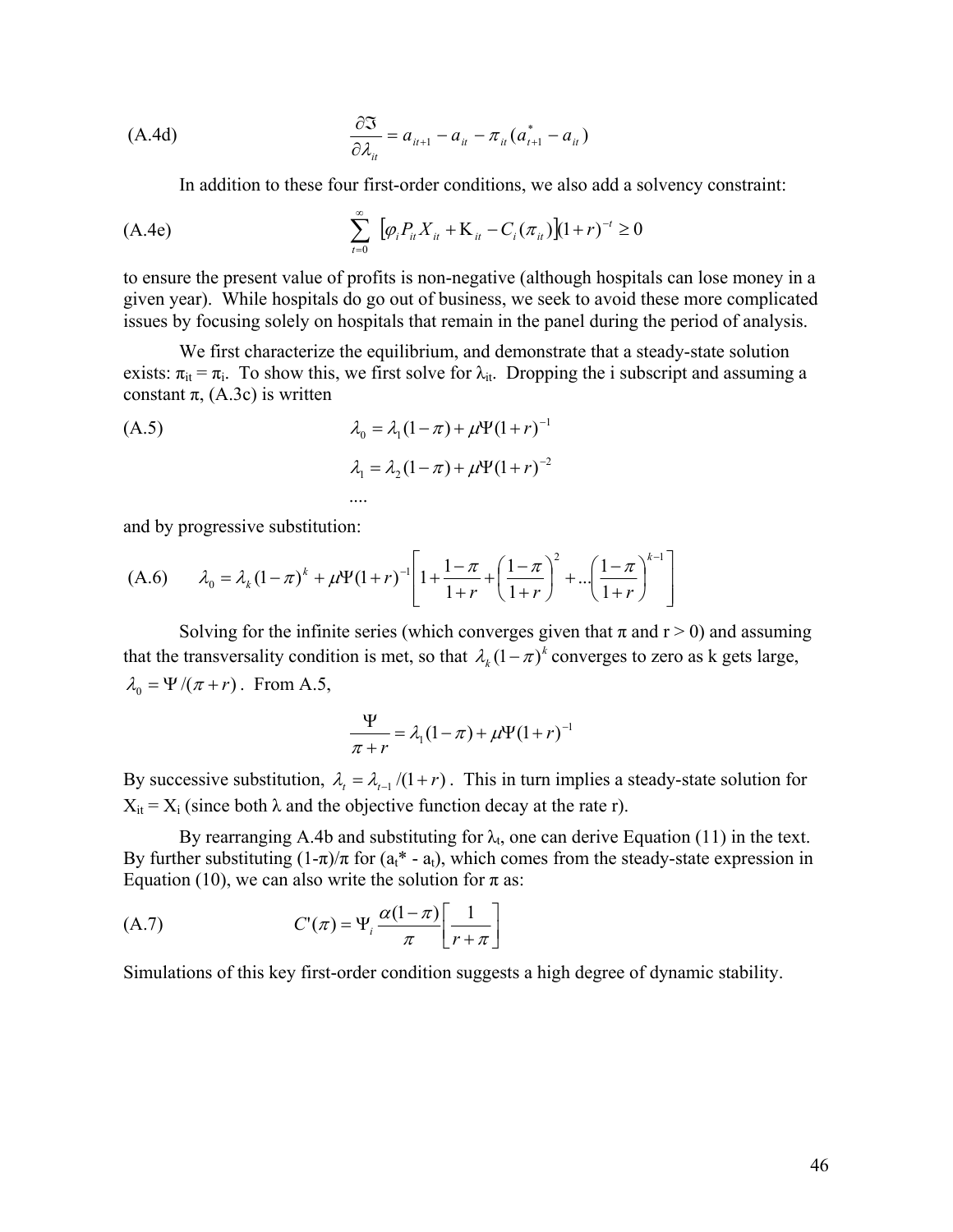(A.4d)
$$\frac{\partial \Im}{\partial \lambda_{it}} = a_{it+1} - a_{it} - \pi_{it}(a^*_{t+1} - a_{it})$$

In addition to these four first-order conditions, we also add a solvency constraint:

(A.4e)
$$\sum_{t=0}^{\infty} \left[\varphi_i P_{it} X_{it} + \mathrm{K}_{it} - C_i(\pi_{it})\right](1+r)^{-t} \geq 0$$

to ensure the present value of profits is non-negative (although hospitals can lose money in a given year). While hospitals do go out of business, we seek to avoid these more complicated issues by focusing solely on hospitals that remain in the panel during the period of analysis.

We first characterize the equilibrium, and demonstrate that a steady-state solution exists: $\pi_{it} = \pi_i$. To show this, we first solve for $\lambda_{it}$. Dropping the i subscript and assuming a constant $\pi$, (A.3c) is written

(A.5)
$$\lambda_0 = \lambda_1(1-\pi) + \mu\Psi(1+r)^{-1}$$
$$\lambda_1 = \lambda_2(1-\pi) + \mu\Psi(1+r)^{-2}$$
$$....$$

and by progressive substitution:

(A.6)
$$\lambda_0 = \lambda_k(1-\pi)^k + \mu\Psi(1+r)^{-1}\left[1 + \frac{1-\pi}{1+r} + \left(\frac{1-\pi}{1+r}\right)^2 + ...\left(\frac{1-\pi}{1+r}\right)^{k-1}\right]$$

Solving for the infinite series (which converges given that $\pi$ and r > 0) and assuming that the transversality condition is met, so that $\lambda_k(1-\pi)^k$ converges to zero as k gets large, $\lambda_0 = \Psi/(\pi + r)$. From A.5,

$$\frac{\Psi}{\pi + r} = \lambda_1(1-\pi) + \mu\Psi(1+r)^{-1}$$

By successive substitution, $\lambda_t = \lambda_{t-1}/(1+r)$. This in turn implies a steady-state solution for $X_{it} = X_i$ (since both $\lambda$ and the objective function decay at the rate r).

By rearranging A.4b and substituting for $\lambda_t$, one can derive Equation (11) in the text. By further substituting $(1-\pi)/\pi$ for $(a_t^* - a_t)$, which comes from the steady-state expression in Equation (10), we can also write the solution for $\pi$ as:

(A.7)
$$C'(\pi) = \Psi_i \frac{\alpha(1-\pi)}{\pi}\left[\frac{1}{r+\pi}\right]$$

Simulations of this key first-order condition suggests a high degree of dynamic stability.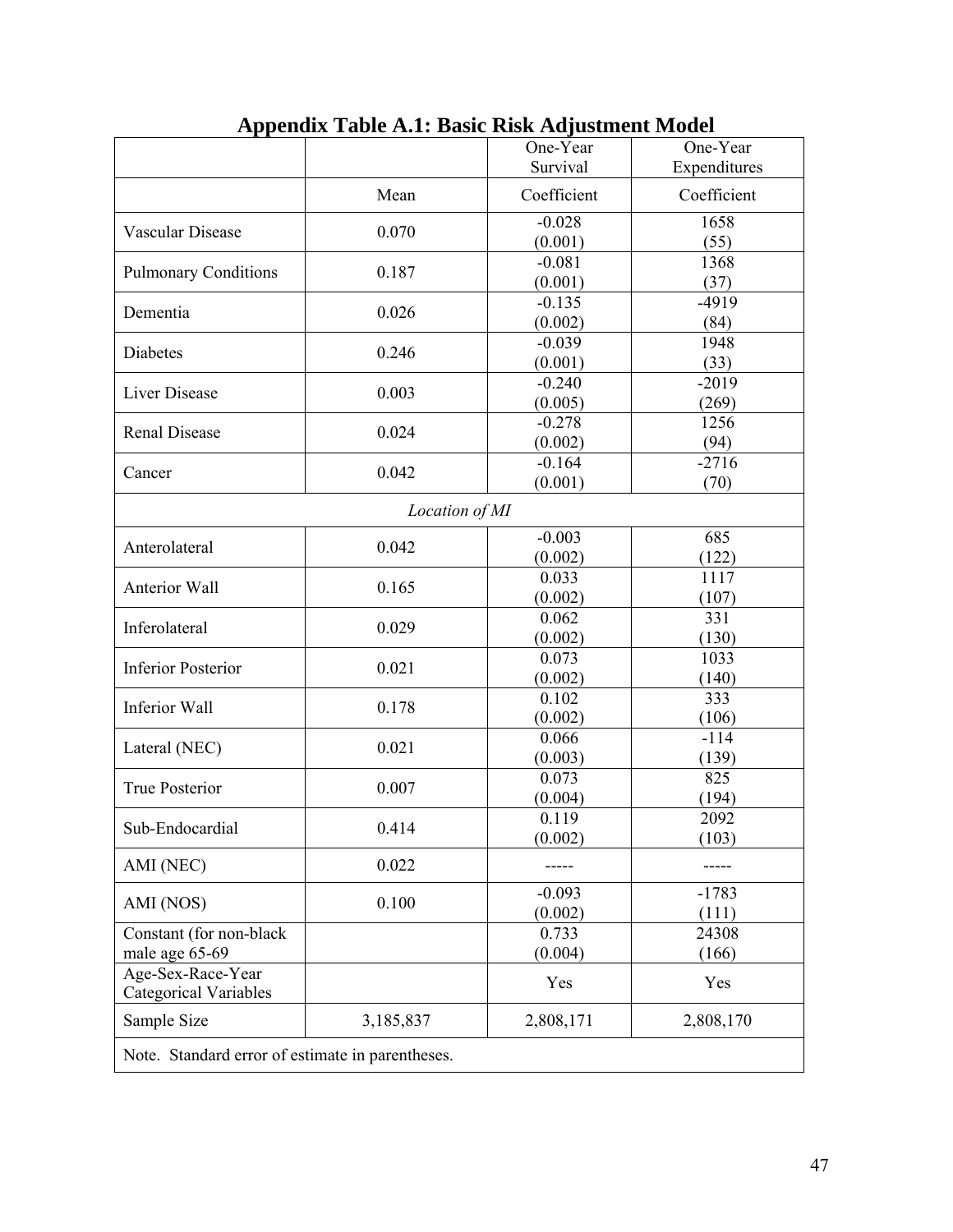## Appendix Table A.1: Basic Risk Adjustment Model

| | | One-Year Survival | One-Year Expenditures |
|---|---|---|---|
| | Mean | Coefficient | Coefficient |
| Vascular Disease | 0.070 | -0.028 (0.001) | 1658 (55) |
| Pulmonary Conditions | 0.187 | -0.081 (0.001) | 1368 (37) |
| Dementia | 0.026 | -0.135 (0.002) | -4919 (84) |
| Diabetes | 0.246 | -0.039 (0.001) | 1948 (33) |
| Liver Disease | 0.003 | -0.240 (0.005) | -2019 (269) |
| Renal Disease | 0.024 | -0.278 (0.002) | 1256 (94) |
| Cancer | 0.042 | -0.164 (0.001) | -2716 (70) |
| *Location of MI* | | | |
| Anterolateral | 0.042 | -0.003 (0.002) | 685 (122) |
| Anterior Wall | 0.165 | 0.033 (0.002) | 1117 (107) |
| Inferolateral | 0.029 | 0.062 (0.002) | 331 (130) |
| Inferior Posterior | 0.021 | 0.073 (0.002) | 1033 (140) |
| Inferior Wall | 0.178 | 0.102 (0.002) | 333 (106) |
| Lateral (NEC) | 0.021 | 0.066 (0.003) | -114 (139) |
| True Posterior | 0.007 | 0.073 (0.004) | 825 (194) |
| Sub-Endocardial | 0.414 | 0.119 (0.002) | 2092 (103) |
| AMI (NEC) | 0.022 | ----- | ----- |
| AMI (NOS) | 0.100 | -0.093 (0.002) | -1783 (111) |
| Constant (for non-black male age 65-69 | | 0.733 (0.004) | 24308 (166) |
| Age-Sex-Race-Year Categorical Variables | | Yes | Yes |
| Sample Size | 3,185,837 | 2,808,171 | 2,808,170 |

Note. Standard error of estimate in parentheses.